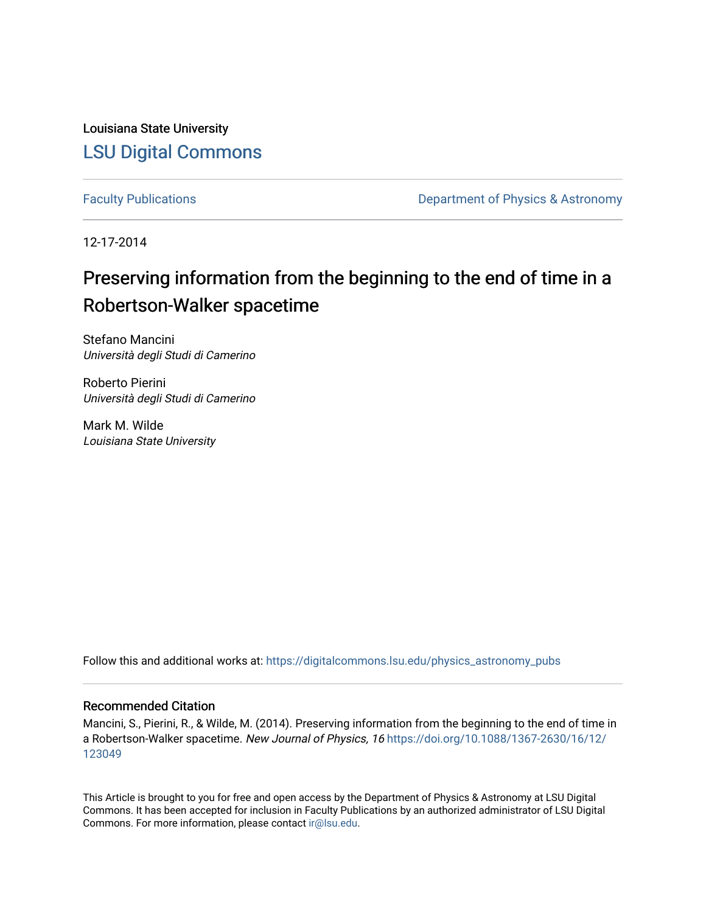Louisiana State University

LSU Digital Commons

Faculty Publications

Department of Physics & Astronomy

12-17-2014

# Preserving information from the beginning to the end of time in a Robertson-Walker spacetime

Stefano Mancini
*Università degli Studi di Camerino*

Roberto Pierini
*Università degli Studi di Camerino*

Mark M. Wilde
*Louisiana State University*

Follow this and additional works at: https://digitalcommons.lsu.edu/physics_astronomy_pubs

## Recommended Citation

Mancini, S., Pierini, R., & Wilde, M. (2014). Preserving information from the beginning to the end of time in a Robertson-Walker spacetime. *New Journal of Physics, 16* https://doi.org/10.1088/1367-2630/16/12/123049

This Article is brought to you for free and open access by the Department of Physics & Astronomy at LSU Digital Commons. It has been accepted for inclusion in Faculty Publications by an authorized administrator of LSU Digital Commons. For more information, please contact ir@lsu.edu.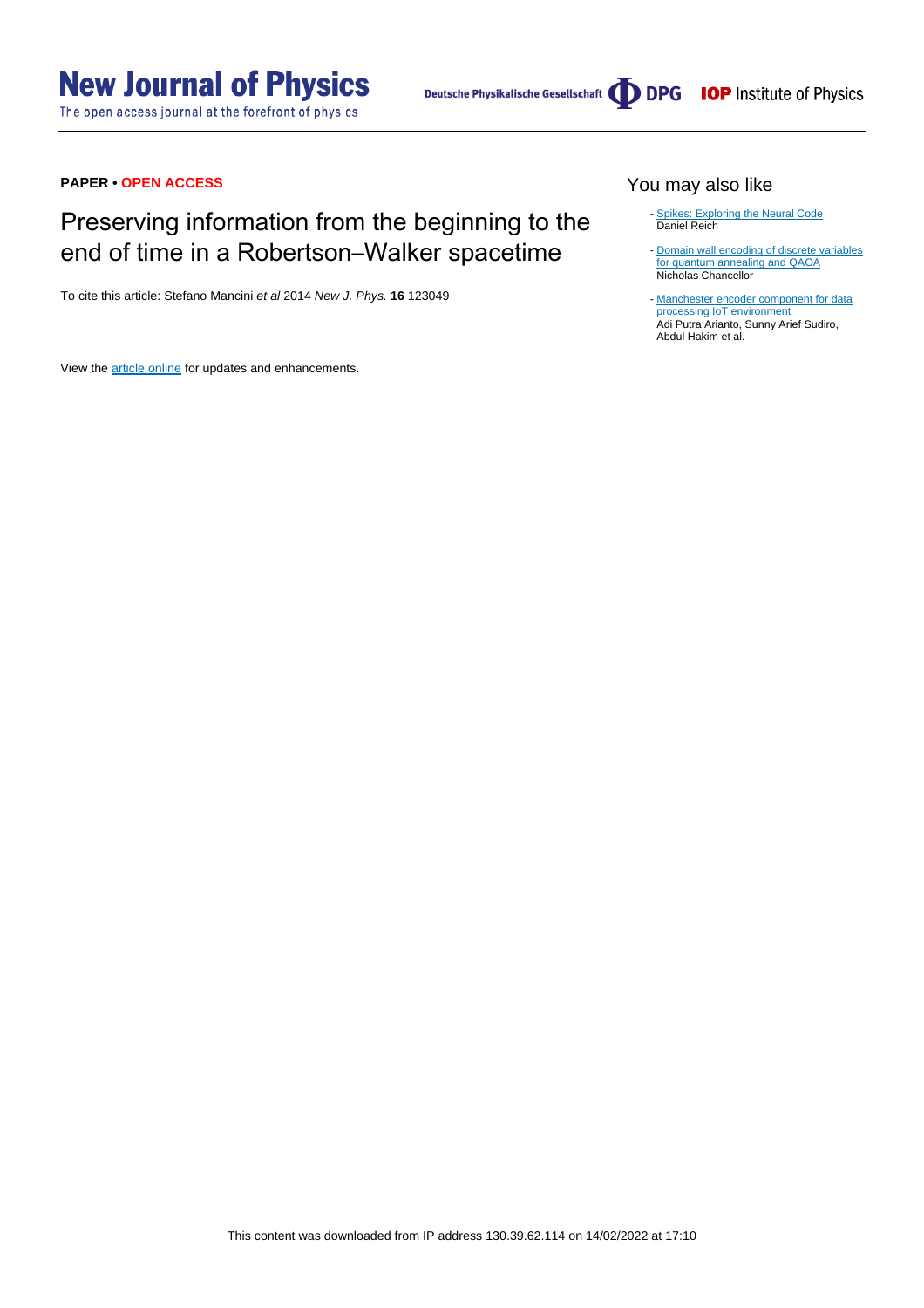**PAPER • OPEN ACCESS**

# Preserving information from the beginning to the end of time in a Robertson–Walker spacetime

To cite this article: Stefano Mancini *et al* 2014 *New J. Phys.* **16** 123049

View the article online for updates and enhancements.

## You may also like

- Spikes: Exploring the Neural Code
Daniel Reich

- Domain wall encoding of discrete variables for quantum annealing and QAOA
Nicholas Chancellor

- Manchester encoder component for data processing IoT environment
Adi Putra Arianto, Sunny Arief Sudiro, Abdul Hakim et al.

This content was downloaded from IP address 130.39.62.114 on 14/02/2022 at 17:10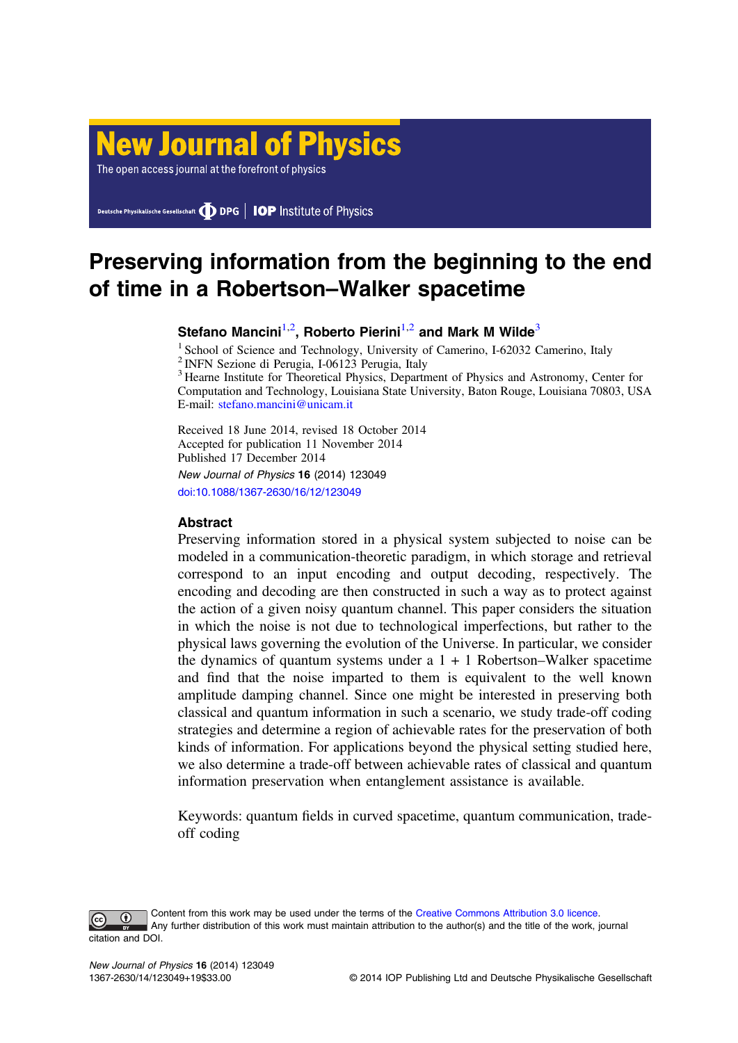# Preserving information from the beginning to the end of time in a Robertson–Walker spacetime

**Stefano Mancini**[1,2], **Roberto Pierini**[1,2] **and Mark M Wilde**[3]

[1] School of Science and Technology, University of Camerino, I-62032 Camerino, Italy
[2] INFN Sezione di Perugia, I-06123 Perugia, Italy
[3] Hearne Institute for Theoretical Physics, Department of Physics and Astronomy, Center for Computation and Technology, Louisiana State University, Baton Rouge, Louisiana 70803, USA
E-mail: stefano.mancini@unicam.it

Received 18 June 2014, revised 18 October 2014
Accepted for publication 11 November 2014
Published 17 December 2014

*New Journal of Physics* **16** (2014) 123049
doi:10.1088/1367-2630/16/12/123049

### Abstract

Preserving information stored in a physical system subjected to noise can be modeled in a communication-theoretic paradigm, in which storage and retrieval correspond to an input encoding and output decoding, respectively. The encoding and decoding are then constructed in such a way as to protect against the action of a given noisy quantum channel. This paper considers the situation in which the noise is not due to technological imperfections, but rather to the physical laws governing the evolution of the Universe. In particular, we consider the dynamics of quantum systems under a 1 + 1 Robertson–Walker spacetime and find that the noise imparted to them is equivalent to the well known amplitude damping channel. Since one might be interested in preserving both classical and quantum information in such a scenario, we study trade-off coding strategies and determine a region of achievable rates for the preservation of both kinds of information. For applications beyond the physical setting studied here, we also determine a trade-off between achievable rates of classical and quantum information preservation when entanglement assistance is available.

Keywords: quantum fields in curved spacetime, quantum communication, trade-off coding

Content from this work may be used under the terms of the Creative Commons Attribution 3.0 licence. Any further distribution of this work must maintain attribution to the author(s) and the title of the work, journal citation and DOI.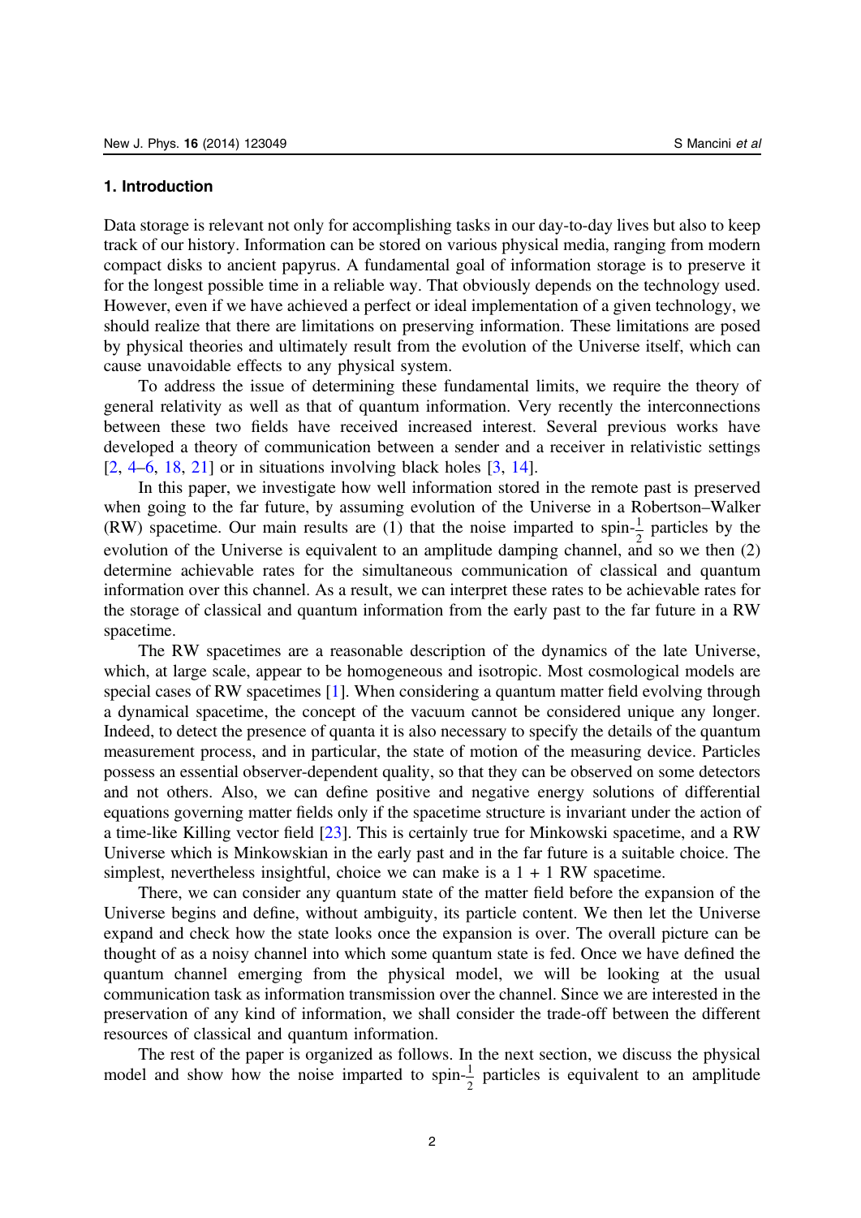## 1. Introduction

Data storage is relevant not only for accomplishing tasks in our day-to-day lives but also to keep track of our history. Information can be stored on various physical media, ranging from modern compact disks to ancient papyrus. A fundamental goal of information storage is to preserve it for the longest possible time in a reliable way. That obviously depends on the technology used. However, even if we have achieved a perfect or ideal implementation of a given technology, we should realize that there are limitations on preserving information. These limitations are posed by physical theories and ultimately result from the evolution of the Universe itself, which can cause unavoidable effects to any physical system.

To address the issue of determining these fundamental limits, we require the theory of general relativity as well as that of quantum information. Very recently the interconnections between these two fields have received increased interest. Several previous works have developed a theory of communication between a sender and a receiver in relativistic settings [2, 4–6, 18, 21] or in situations involving black holes [3, 14].

In this paper, we investigate how well information stored in the remote past is preserved when going to the far future, by assuming evolution of the Universe in a Robertson–Walker (RW) spacetime. Our main results are (1) that the noise imparted to spin-$\frac{1}{2}$ particles by the evolution of the Universe is equivalent to an amplitude damping channel, and so we then (2) determine achievable rates for the simultaneous communication of classical and quantum information over this channel. As a result, we can interpret these rates to be achievable rates for the storage of classical and quantum information from the early past to the far future in a RW spacetime.

The RW spacetimes are a reasonable description of the dynamics of the late Universe, which, at large scale, appear to be homogeneous and isotropic. Most cosmological models are special cases of RW spacetimes [1]. When considering a quantum matter field evolving through a dynamical spacetime, the concept of the vacuum cannot be considered unique any longer. Indeed, to detect the presence of quanta it is also necessary to specify the details of the quantum measurement process, and in particular, the state of motion of the measuring device. Particles possess an essential observer-dependent quality, so that they can be observed on some detectors and not others. Also, we can define positive and negative energy solutions of differential equations governing matter fields only if the spacetime structure is invariant under the action of a time-like Killing vector field [23]. This is certainly true for Minkowski spacetime, and a RW Universe which is Minkowskian in the early past and in the far future is a suitable choice. The simplest, nevertheless insightful, choice we can make is a 1 + 1 RW spacetime.

There, we can consider any quantum state of the matter field before the expansion of the Universe begins and define, without ambiguity, its particle content. We then let the Universe expand and check how the state looks once the expansion is over. The overall picture can be thought of as a noisy channel into which some quantum state is fed. Once we have defined the quantum channel emerging from the physical model, we will be looking at the usual communication task as information transmission over the channel. Since we are interested in the preservation of any kind of information, we shall consider the trade-off between the different resources of classical and quantum information.

The rest of the paper is organized as follows. In the next section, we discuss the physical model and show how the noise imparted to spin-$\frac{1}{2}$ particles is equivalent to an amplitude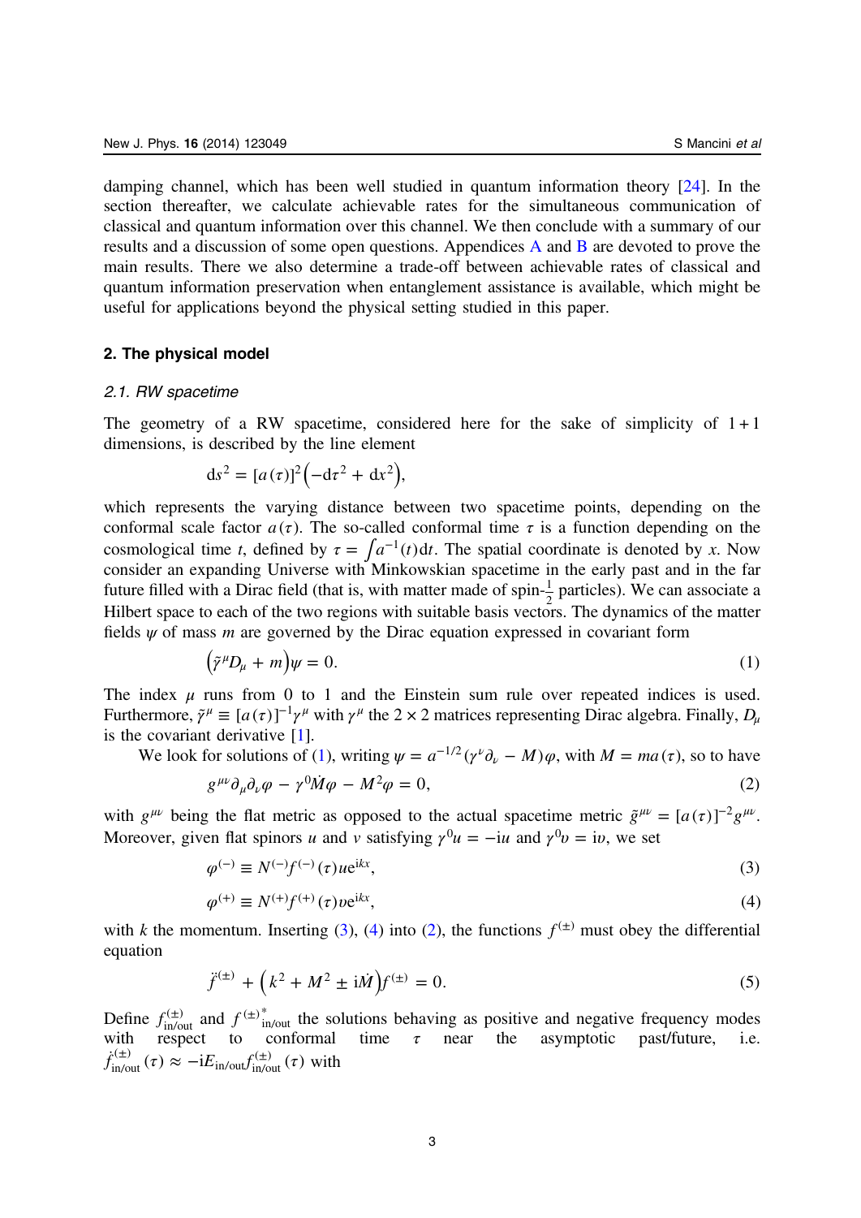damping channel, which has been well studied in quantum information theory [24]. In the section thereafter, we calculate achievable rates for the simultaneous communication of classical and quantum information over this channel. We then conclude with a summary of our results and a discussion of some open questions. Appendices A and B are devoted to prove the main results. There we also determine a trade-off between achievable rates of classical and quantum information preservation when entanglement assistance is available, which might be useful for applications beyond the physical setting studied in this paper.

## 2. The physical model

### 2.1. RW spacetime

The geometry of a RW spacetime, considered here for the sake of simplicity of $1+1$ dimensions, is described by the line element

$$
\mathrm{d}s^2 = [a(\tau)]^2\left(-\mathrm{d}\tau^2 + \mathrm{d}x^2\right),
$$

which represents the varying distance between two spacetime points, depending on the conformal scale factor $a(\tau)$. The so-called conformal time $\tau$ is a function depending on the cosmological time $t$, defined by $\tau = \int a^{-1}(t)\mathrm{d}t$. The spatial coordinate is denoted by $x$. Now consider an expanding Universe with Minkowskian spacetime in the early past and in the far future filled with a Dirac field (that is, with matter made of spin-$\frac{1}{2}$ particles). We can associate a Hilbert space to each of the two regions with suitable basis vectors. The dynamics of the matter fields $\psi$ of mass $m$ are governed by the Dirac equation expressed in covariant form

$$
\left(\tilde{\gamma}^\mu D_\mu + m\right)\psi = 0. \tag{1}
$$

The index $\mu$ runs from 0 to 1 and the Einstein sum rule over repeated indices is used. Furthermore, $\tilde{\gamma}^\mu \equiv [a(\tau)]^{-1}\gamma^\mu$ with $\gamma^\mu$ the $2\times 2$ matrices representing Dirac algebra. Finally, $D_\mu$ is the covariant derivative [1].

We look for solutions of (1), writing $\psi = a^{-1/2}(\gamma^\nu\partial_\nu - M)\varphi$, with $M = ma(\tau)$, so to have

$$
g^{\mu\nu}\partial_\mu\partial_\nu\varphi - \gamma^0\dot{M}\varphi - M^2\varphi = 0, \tag{2}
$$

with $g^{\mu\nu}$ being the flat metric as opposed to the actual spacetime metric $\tilde{g}^{\mu\nu} = [a(\tau)]^{-2}g^{\mu\nu}$. Moreover, given flat spinors $u$ and $v$ satisfying $\gamma^0 u = -\mathrm{i}u$ and $\gamma^0 v = \mathrm{i}v$, we set

$$
\varphi^{(-)} \equiv N^{(-)}f^{(-)}(\tau)u\mathrm{e}^{\mathrm{i}kx}, \tag{3}
$$

$$
\varphi^{(+)} \equiv N^{(+)}f^{(+)}(\tau)v\mathrm{e}^{\mathrm{i}kx}, \tag{4}
$$

with $k$ the momentum. Inserting (3), (4) into (2), the functions $f^{(\pm)}$ must obey the differential equation

$$
\ddot{f}^{(\pm)} + \left(k^2 + M^2 \pm \mathrm{i}\dot{M}\right)f^{(\pm)} = 0. \tag{5}
$$

Define $f^{(\pm)}_{\mathrm{in/out}}$ and ${f^{(\pm)}}^*_{\mathrm{in/out}}$ the solutions behaving as positive and negative frequency modes with respect to conformal time $\tau$ near the asymptotic past/future, i.e. $\dot{f}^{(\pm)}_{\mathrm{in/out}}(\tau) \approx -\mathrm{i}E_{\mathrm{in/out}}f^{(\pm)}_{\mathrm{in/out}}(\tau)$ with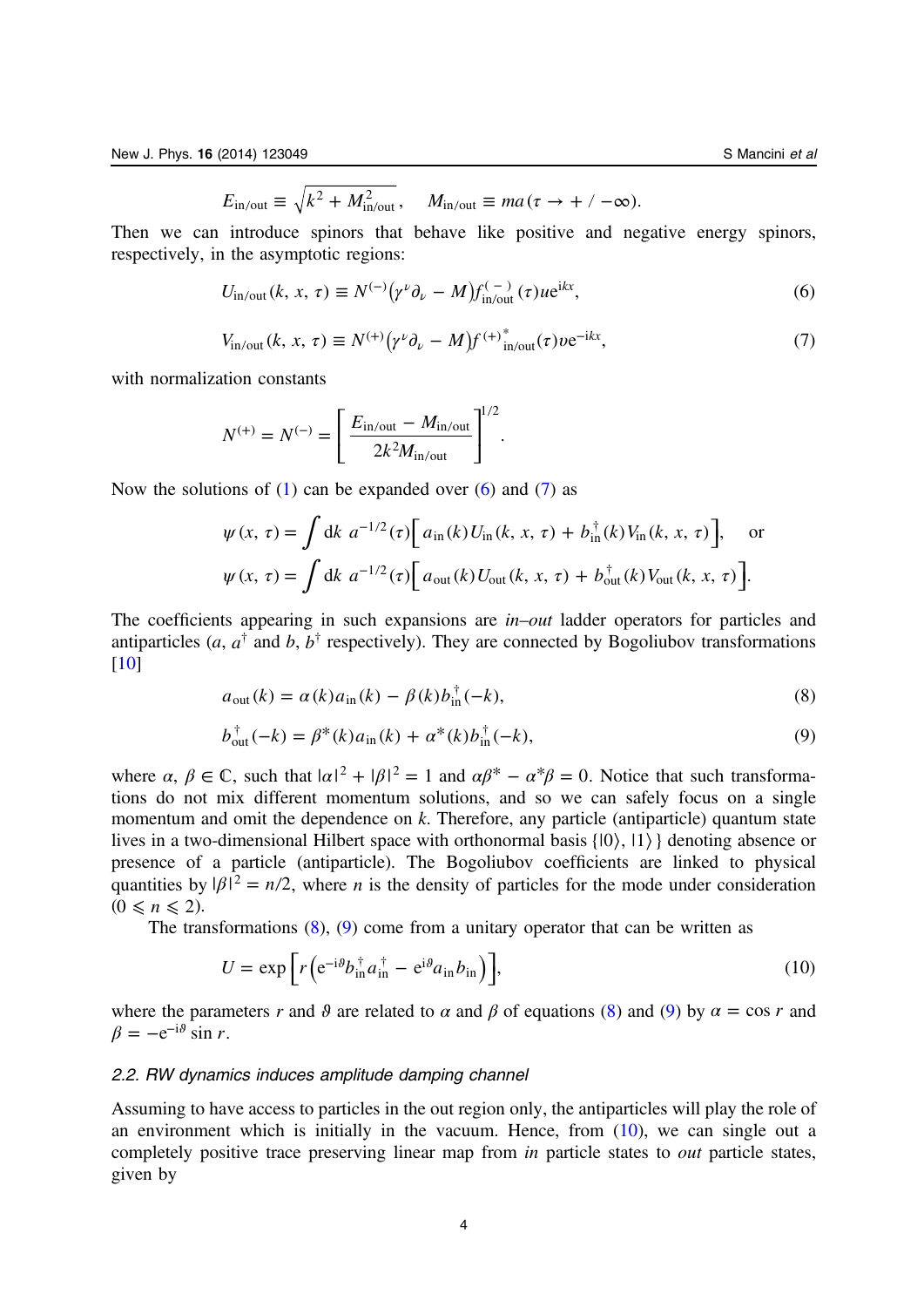$$E_{\rm in/out} \equiv \sqrt{k^2 + M_{\rm in/out}^2}, \quad M_{\rm in/out} \equiv m a(\tau \to +/-\infty).$$

Then we can introduce spinors that behave like positive and negative energy spinors, respectively, in the asymptotic regions:

$$U_{\rm in/out}(k, x, \tau) \equiv N^{(-)}\left(\gamma^\nu \partial_\nu - M\right) f_{\rm in/out}^{(-)}(\tau) u \mathrm{e}^{\mathrm{i}kx}, \tag{6}$$

$$V_{\rm in/out}(k, x, \tau) \equiv N^{(+)}\left(\gamma^\nu \partial_\nu - M\right) f^{(+)*}_{\rm in/out}(\tau) v \mathrm{e}^{-\mathrm{i}kx}, \tag{7}$$

with normalization constants

$$N^{(+)} = N^{(-)} = \left[\frac{E_{\rm in/out} - M_{\rm in/out}}{2k^2 M_{\rm in/out}}\right]^{1/2}.$$

Now the solutions of (1) can be expanded over (6) and (7) as

$$\psi(x, \tau) = \int \mathrm{d}k \ a^{-1/2}(\tau)\Big[a_{\rm in}(k) U_{\rm in}(k, x, \tau) + b_{\rm in}^\dagger(k) V_{\rm in}(k, x, \tau)\Big], \quad \text{or}$$
$$\psi(x, \tau) = \int \mathrm{d}k \ a^{-1/2}(\tau)\Big[a_{\rm out}(k) U_{\rm out}(k, x, \tau) + b_{\rm out}^\dagger(k) V_{\rm out}(k, x, \tau)\Big].$$

The coefficients appearing in such expansions are *in–out* ladder operators for particles and antiparticles ($a$, $a^\dagger$ and $b$, $b^\dagger$ respectively). They are connected by Bogoliubov transformations [10]

$$a_{\rm out}(k) = \alpha(k) a_{\rm in}(k) - \beta(k) b_{\rm in}^\dagger(-k), \tag{8}$$

$$b_{\rm out}^\dagger(-k) = \beta^*(k) a_{\rm in}(k) + \alpha^*(k) b_{\rm in}^\dagger(-k), \tag{9}$$

where $\alpha, \beta \in \mathbb{C}$, such that $|\alpha|^2 + |\beta|^2 = 1$ and $\alpha\beta^* - \alpha^*\beta = 0$. Notice that such transformations do not mix different momentum solutions, and so we can safely focus on a single momentum and omit the dependence on $k$. Therefore, any particle (antiparticle) quantum state lives in a two-dimensional Hilbert space with orthonormal basis $\{|0\rangle, |1\rangle\}$ denoting absence or presence of a particle (antiparticle). The Bogoliubov coefficients are linked to physical quantities by $|\beta|^2 = n/2$, where $n$ is the density of particles for the mode under consideration ($0 \leqslant n \leqslant 2$).

The transformations (8), (9) come from a unitary operator that can be written as

$$U = \exp\left[r\left(\mathrm{e}^{-\mathrm{i}\vartheta} b_{\rm in}^\dagger a_{\rm in}^\dagger - \mathrm{e}^{\mathrm{i}\vartheta} a_{\rm in} b_{\rm in}\right)\right], \tag{10}$$

where the parameters $r$ and $\vartheta$ are related to $\alpha$ and $\beta$ of equations (8) and (9) by $\alpha = \cos r$ and $\beta = -\mathrm{e}^{-\mathrm{i}\vartheta}\sin r$.

### 2.2. RW dynamics induces amplitude damping channel

Assuming to have access to particles in the out region only, the antiparticles will play the role of an environment which is initially in the vacuum. Hence, from (10), we can single out a completely positive trace preserving linear map from *in* particle states to *out* particle states, given by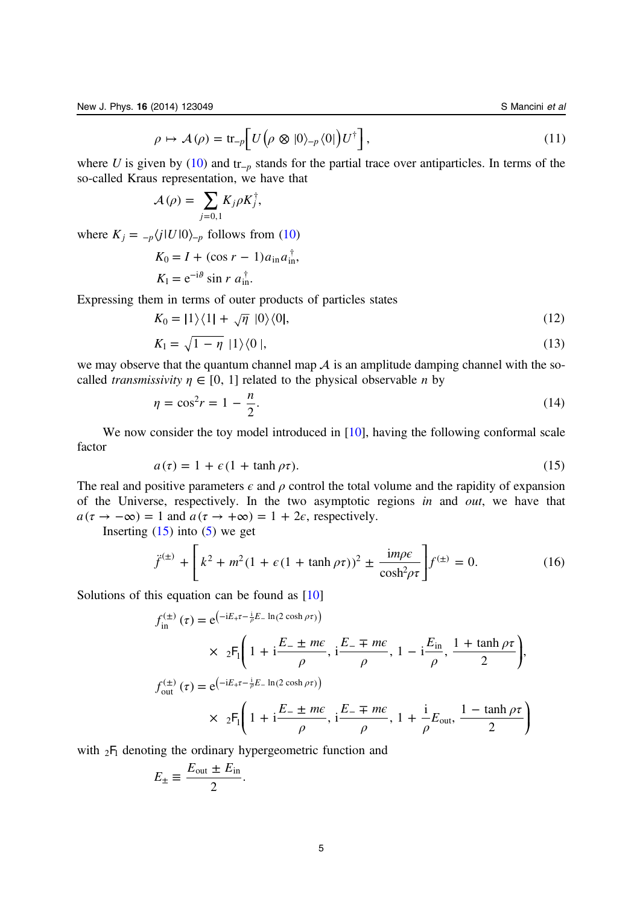$$\rho \mapsto \mathcal{A}(\rho) = \mathrm{tr}_{-p}\Big[U\Big(\rho \otimes |0\rangle_{-p}\langle 0|\Big)U^{\dagger}\Big], \tag{11}$$

where $U$ is given by (10) and $\mathrm{tr}_{-p}$ stands for the partial trace over antiparticles. In terms of the so-called Kraus representation, we have that

$$\mathcal{A}(\rho) = \sum_{j=0,1} K_j \rho K_j^{\dagger},$$

where $K_j = {}_{-p}\langle j|U|0\rangle_{-p}$ follows from (10)

$$K_0 = I + (\cos r - 1)a_{\rm in}a_{\rm in}^{\dagger},$$

$$K_1 = \mathrm{e}^{-\mathrm{i}\vartheta}\sin r\, a_{\rm in}^{\dagger}.$$

Expressing them in terms of outer products of particles states

$$K_0 = |1\rangle\langle 1| + \sqrt{\eta}\; |0\rangle\langle 0|, \tag{12}$$

$$K_1 = \sqrt{1-\eta}\; |1\rangle\langle 0\,|, \tag{13}$$

we may observe that the quantum channel map $\mathcal{A}$ is an amplitude damping channel with the so-called *transmissivity* $\eta \in [0, 1]$ related to the physical observable $n$ by

$$\eta = \cos^2 r = 1 - \frac{n}{2}. \tag{14}$$

We now consider the toy model introduced in [10], having the following conformal scale factor

$$a(\tau) = 1 + \epsilon(1 + \tanh \rho\tau). \tag{15}$$

The real and positive parameters $\epsilon$ and $\rho$ control the total volume and the rapidity of expansion of the Universe, respectively. In the two asymptotic regions *in* and *out*, we have that $a(\tau \to -\infty) = 1$ and $a(\tau \to +\infty) = 1 + 2\epsilon$, respectively.

Inserting (15) into (5) we get

$$\ddot{f}^{(\pm)} + \left[k^2 + m^2(1 + \epsilon(1 + \tanh \rho\tau))^2 \pm \frac{im\rho\epsilon}{\cosh^2\rho\tau}\right] f^{(\pm)} = 0. \tag{16}$$

Solutions of this equation can be found as [10]

$$f_{\rm in}^{(\pm)}(\tau) = \mathrm{e}^{\left(-\mathrm{i}E_+\tau - \frac{\mathrm{i}}{\rho}E_-\ln(2\cosh\rho\tau)\right)}$$
$$\times\; {}_2\mathrm{F}_1\left(1 + \mathrm{i}\frac{E_- \pm m\epsilon}{\rho}, \mathrm{i}\frac{E_- \mp m\epsilon}{\rho}, 1 - \mathrm{i}\frac{E_{\rm in}}{\rho}, \frac{1 + \tanh\rho\tau}{2}\right),$$

$$f_{\rm out}^{(\pm)}(\tau) = \mathrm{e}^{\left(-\mathrm{i}E_+\tau - \frac{\mathrm{i}}{\rho}E_-\ln(2\cosh\rho\tau)\right)}$$
$$\times\; {}_2\mathrm{F}_1\left(1 + \mathrm{i}\frac{E_- \pm m\epsilon}{\rho}, \mathrm{i}\frac{E_- \mp m\epsilon}{\rho}, 1 + \frac{\mathrm{i}}{\rho}E_{\rm out}, \frac{1 - \tanh\rho\tau}{2}\right)$$

with ${}_2\mathrm{F}_1$ denoting the ordinary hypergeometric function and

$$E_{\pm} \equiv \frac{E_{\rm out} \pm E_{\rm in}}{2}.$$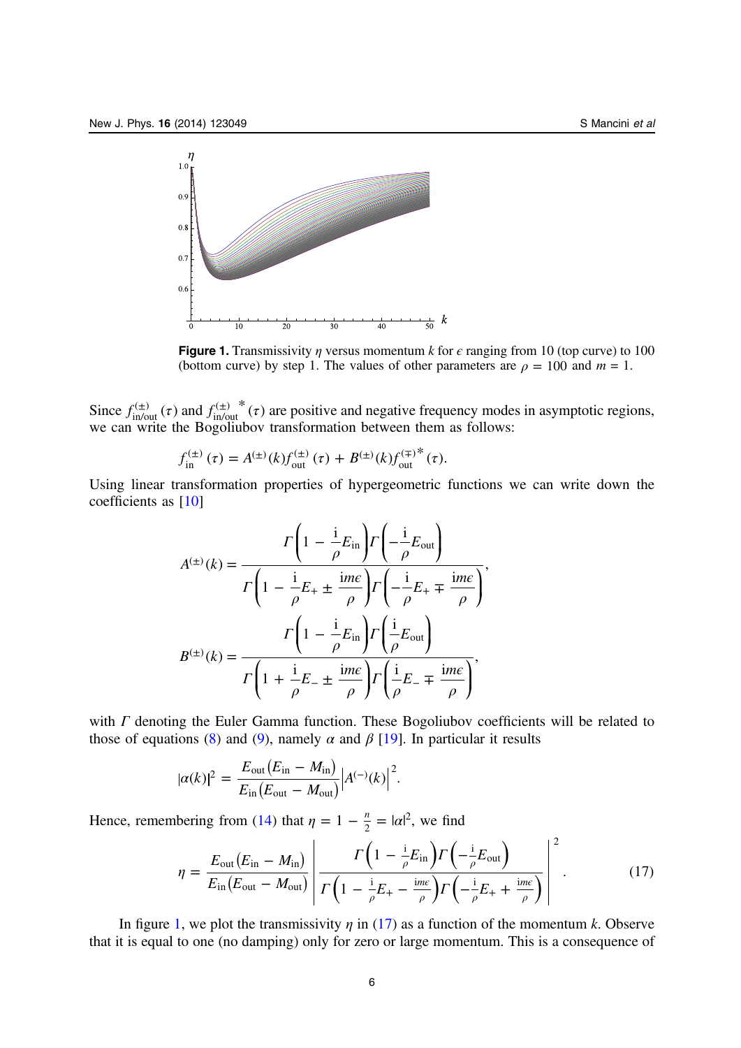**Figure 1.** Transmissivity $\eta$ versus momentum $k$ for $\epsilon$ ranging from 10 (top curve) to 100 (bottom curve) by step 1. The values of other parameters are $\rho = 100$ and $m = 1$.

Since $f^{(\pm)}_{\text{in/out}}(\tau)$ and $f^{(\pm)\,*}_{\text{in/out}}(\tau)$ are positive and negative frequency modes in asymptotic regions, we can write the Bogoliubov transformation between them as follows:

$$f^{(\pm)}_{\text{in}}(\tau) = A^{(\pm)}(k) f^{(\pm)}_{\text{out}}(\tau) + B^{(\pm)}(k) f^{(\mp)*}_{\text{out}}(\tau).$$

Using linear transformation properties of hypergeometric functions we can write down the coefficients as [10]

$$A^{(\pm)}(k) = \frac{\Gamma\left(1 - \frac{\mathrm{i}}{\rho}E_{\text{in}}\right)\Gamma\left(-\frac{\mathrm{i}}{\rho}E_{\text{out}}\right)}{\Gamma\left(1 - \frac{\mathrm{i}}{\rho}E_{+} \pm \frac{\mathrm{i}m\epsilon}{\rho}\right)\Gamma\left(-\frac{\mathrm{i}}{\rho}E_{+} \mp \frac{\mathrm{i}m\epsilon}{\rho}\right)},$$

$$B^{(\pm)}(k) = \frac{\Gamma\left(1 - \frac{\mathrm{i}}{\rho}E_{\text{in}}\right)\Gamma\left(\frac{\mathrm{i}}{\rho}E_{\text{out}}\right)}{\Gamma\left(1 + \frac{\mathrm{i}}{\rho}E_{-} \pm \frac{\mathrm{i}m\epsilon}{\rho}\right)\Gamma\left(\frac{\mathrm{i}}{\rho}E_{-} \mp \frac{\mathrm{i}m\epsilon}{\rho}\right)},$$

with $\Gamma$ denoting the Euler Gamma function. These Bogoliubov coefficients will be related to those of equations (8) and (9), namely $\alpha$ and $\beta$ [19]. In particular it results

$$|\alpha(k)|^2 = \frac{E_{\text{out}}\left(E_{\text{in}} - M_{\text{in}}\right)}{E_{\text{in}}\left(E_{\text{out}} - M_{\text{out}}\right)}\left|A^{(-)}(k)\right|^2.$$

Hence, remembering from (14) that $\eta = 1 - \frac{n}{2} = |\alpha|^2$, we find

$$\eta = \frac{E_{\text{out}}\left(E_{\text{in}} - M_{\text{in}}\right)}{E_{\text{in}}\left(E_{\text{out}} - M_{\text{out}}\right)}\left|\frac{\Gamma\left(1 - \frac{\mathrm{i}}{\rho}E_{\text{in}}\right)\Gamma\left(-\frac{\mathrm{i}}{\rho}E_{\text{out}}\right)}{\Gamma\left(1 - \frac{\mathrm{i}}{\rho}E_{+} - \frac{\mathrm{i}m\epsilon}{\rho}\right)\Gamma\left(-\frac{\mathrm{i}}{\rho}E_{+} + \frac{\mathrm{i}m\epsilon}{\rho}\right)}\right|^2. \tag{17}$$

In figure 1, we plot the transmissivity $\eta$ in (17) as a function of the momentum $k$. Observe that it is equal to one (no damping) only for zero or large momentum. This is a consequence of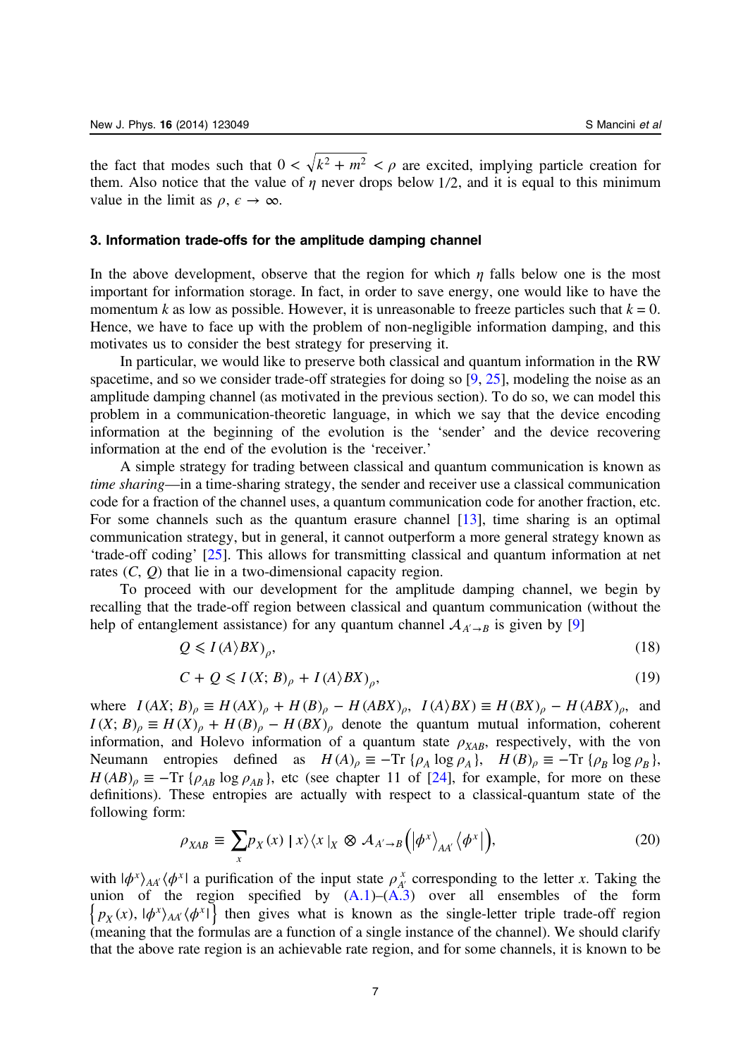the fact that modes such that $0 < \sqrt{k^2 + m^2} < \rho$ are excited, implying particle creation for them. Also notice that the value of $\eta$ never drops below 1/2, and it is equal to this minimum value in the limit as $\rho, \epsilon \to \infty$.

### 3. Information trade-offs for the amplitude damping channel

In the above development, observe that the region for which $\eta$ falls below one is the most important for information storage. In fact, in order to save energy, one would like to have the momentum $k$ as low as possible. However, it is unreasonable to freeze particles such that $k = 0$. Hence, we have to face up with the problem of non-negligible information damping, and this motivates us to consider the best strategy for preserving it.

In particular, we would like to preserve both classical and quantum information in the RW spacetime, and so we consider trade-off strategies for doing so [9, 25], modeling the noise as an amplitude damping channel (as motivated in the previous section). To do so, we can model this problem in a communication-theoretic language, in which we say that the device encoding information at the beginning of the evolution is the 'sender' and the device recovering information at the end of the evolution is the 'receiver.'

A simple strategy for trading between classical and quantum communication is known as *time sharing*—in a time-sharing strategy, the sender and receiver use a classical communication code for a fraction of the channel uses, a quantum communication code for another fraction, etc. For some channels such as the quantum erasure channel [13], time sharing is an optimal communication strategy, but in general, it cannot outperform a more general strategy known as 'trade-off coding' [25]. This allows for transmitting classical and quantum information at net rates $(C, Q)$ that lie in a two-dimensional capacity region.

To proceed with our development for the amplitude damping channel, we begin by recalling that the trade-off region between classical and quantum communication (without the help of entanglement assistance) for any quantum channel $\mathcal{A}_{A' \to B}$ is given by [9]

$$Q \leqslant I(A\rangle BX)_\rho, \tag{18}$$

$$C + Q \leqslant I(X; B)_\rho + I(A\rangle BX)_\rho, \tag{19}$$

where $I(AX; B)_\rho \equiv H(AX)_\rho + H(B)_\rho - H(ABX)_\rho$, $I(A\rangle BX) \equiv H(BX)_\rho - H(ABX)_\rho$, and $I(X; B)_\rho \equiv H(X)_\rho + H(B)_\rho - H(BX)_\rho$ denote the quantum mutual information, coherent information, and Holevo information of a quantum state $\rho_{XAB}$, respectively, with the von Neumann entropies defined as $H(A)_\rho \equiv -\text{Tr}\{\rho_A \log \rho_A\}$, $H(B)_\rho \equiv -\text{Tr}\{\rho_B \log \rho_B\}$, $H(AB)_\rho \equiv -\text{Tr}\{\rho_{AB} \log \rho_{AB}\}$, etc (see chapter 11 of [24], for example, for more on these definitions). These entropies are actually with respect to a classical-quantum state of the following form:

$$\rho_{XAB} \equiv \sum_x p_X(x) \, |x\rangle\langle x|_X \otimes \mathcal{A}_{A' \to B}\left(|\phi^x\rangle_{AA'}\langle\phi^x|\right), \tag{20}$$

with $|\phi^x\rangle_{AA'}\langle\phi^x|$ a purification of the input state $\rho^x_{A'}$ corresponding to the letter $x$. Taking the union of the region specified by (A.1)–(A.3) over all ensembles of the form $\left\{p_X(x), |\phi^x\rangle_{AA'}\langle\phi^x|\right\}$ then gives what is known as the single-letter triple trade-off region (meaning that the formulas are a function of a single instance of the channel). We should clarify that the above rate region is an achievable rate region, and for some channels, it is known to be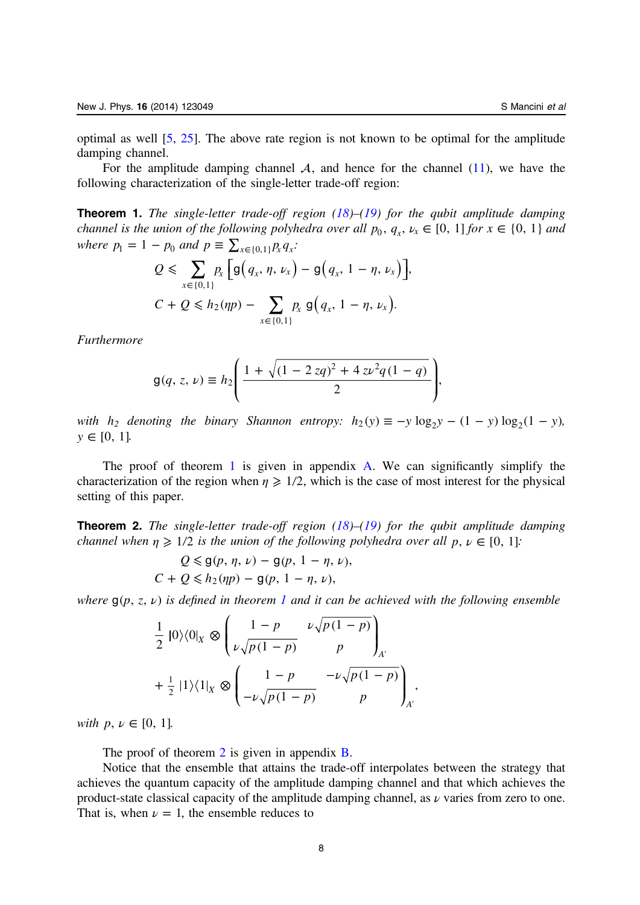optimal as well [5, 25]. The above rate region is not known to be optimal for the amplitude damping channel.

For the amplitude damping channel $\mathcal{A}$, and hence for the channel (11), we have the following characterization of the single-letter trade-off region:

**Theorem 1.** *The single-letter trade-off region (18)–(19) for the qubit amplitude damping channel is the union of the following polyhedra over all* $p_0$, $q_x$, $\nu_x \in [0, 1]$ *for* $x \in \{0, 1\}$ *and where* $p_1 = 1 - p_0$ *and* $p \equiv \sum_{x\in\{0,1\}} p_x q_x$*:*

$$Q \leqslant \sum_{x\in\{0,1\}} p_x \left[ \mathsf{g}\left(q_x, \eta, \nu_x\right) - \mathsf{g}\left(q_x, 1-\eta, \nu_x\right) \right],$$

$$C + Q \leqslant h_2(\eta p) - \sum_{x\in\{0,1\}} p_x \, \mathsf{g}\left(q_x, 1-\eta, \nu_x\right).$$

*Furthermore*

$$\mathsf{g}(q, z, \nu) \equiv h_2\left( \frac{1 + \sqrt{(1 - 2\,zq)^2 + 4\,z\nu^2 q(1-q)}}{2} \right),$$

*with* $h_2$ *denoting the binary Shannon entropy:* $h_2(y) \equiv -y\log_2 y - (1-y)\log_2(1-y)$*,* $y \in [0, 1]$*.*

The proof of theorem 1 is given in appendix A. We can significantly simplify the characterization of the region when $\eta \geqslant 1/2$, which is the case of most interest for the physical setting of this paper.

**Theorem 2.** *The single-letter trade-off region (18)–(19) for the qubit amplitude damping channel when* $\eta \geqslant 1/2$ *is the union of the following polyhedra over all* $p, \nu \in [0, 1]$*:*

$$Q \leqslant \mathsf{g}(p, \eta, \nu) - \mathsf{g}(p, 1-\eta, \nu),$$

$$C + Q \leqslant h_2(\eta p) - \mathsf{g}(p, 1-\eta, \nu),$$

*where* $\mathsf{g}(p, z, \nu)$ *is defined in theorem 1 and it can be achieved with the following ensemble*

$$\frac{1}{2}\,|0\rangle\langle 0|_X \otimes \begin{pmatrix} 1-p & \nu\sqrt{p(1-p)} \\ \nu\sqrt{p(1-p)} & p \end{pmatrix}_{A'}$$

$$+\, \tfrac{1}{2}\,|1\rangle\langle 1|_X \otimes \begin{pmatrix} 1-p & -\nu\sqrt{p(1-p)} \\ -\nu\sqrt{p(1-p)} & p \end{pmatrix}_{A'},$$

*with* $p, \nu \in [0, 1]$*.*

The proof of theorem 2 is given in appendix B.

Notice that the ensemble that attains the trade-off interpolates between the strategy that achieves the quantum capacity of the amplitude damping channel and that which achieves the product-state classical capacity of the amplitude damping channel, as $\nu$ varies from zero to one. That is, when $\nu = 1$, the ensemble reduces to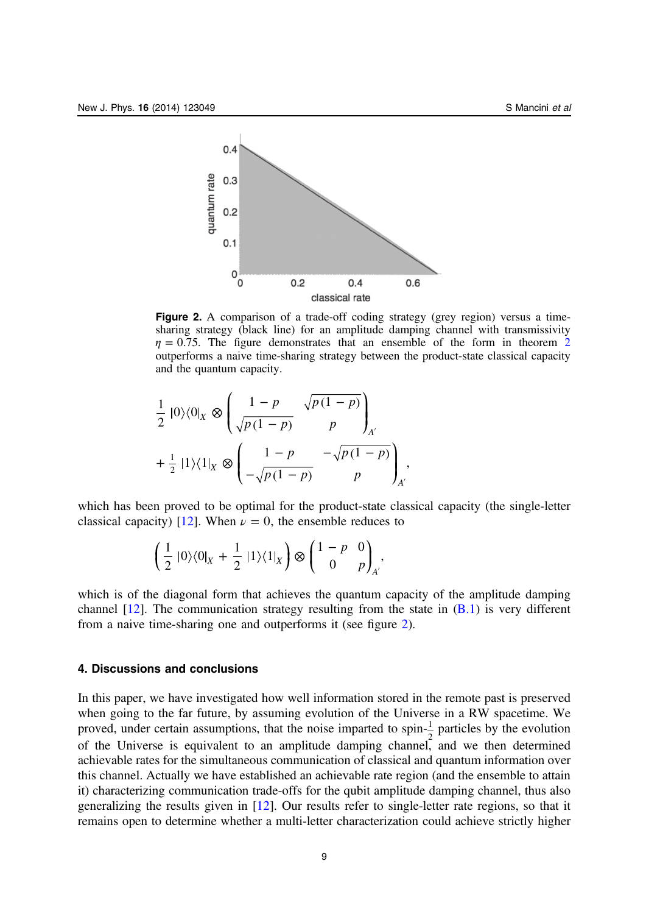Figure 2. A comparison of a trade-off coding strategy (grey region) versus a time-sharing strategy (black line) for an amplitude damping channel with transmissivity $\eta = 0.75$. The figure demonstrates that an ensemble of the form in theorem 2 outperforms a naive time-sharing strategy between the product-state classical capacity and the quantum capacity.

$$\frac{1}{2}\,|0\rangle\langle 0|_X \otimes \begin{pmatrix} 1-p & \sqrt{p(1-p)} \\ \sqrt{p(1-p)} & p \end{pmatrix}_{A'}$$

$$+\,\frac{1}{2}\,|1\rangle\langle 1|_X \otimes \begin{pmatrix} 1-p & -\sqrt{p(1-p)} \\ -\sqrt{p(1-p)} & p \end{pmatrix}_{A'},$$

which has been proved to be optimal for the product-state classical capacity (the single-letter classical capacity) [12]. When $\nu = 0$, the ensemble reduces to

$$\left(\frac{1}{2}\,|0\rangle\langle 0|_X + \frac{1}{2}\,|1\rangle\langle 1|_X\right) \otimes \begin{pmatrix} 1-p & 0 \\ 0 & p \end{pmatrix}_{A'},$$

which is of the diagonal form that achieves the quantum capacity of the amplitude damping channel [12]. The communication strategy resulting from the state in (B.1) is very different from a naive time-sharing one and outperforms it (see figure 2).

## 4. Discussions and conclusions

In this paper, we have investigated how well information stored in the remote past is preserved when going to the far future, by assuming evolution of the Universe in a RW spacetime. We proved, under certain assumptions, that the noise imparted to spin-$\frac{1}{2}$ particles by the evolution of the Universe is equivalent to an amplitude damping channel, and we then determined achievable rates for the simultaneous communication of classical and quantum information over this channel. Actually we have established an achievable rate region (and the ensemble to attain it) characterizing communication trade-offs for the qubit amplitude damping channel, thus also generalizing the results given in [12]. Our results refer to single-letter rate regions, so that it remains open to determine whether a multi-letter characterization could achieve strictly higher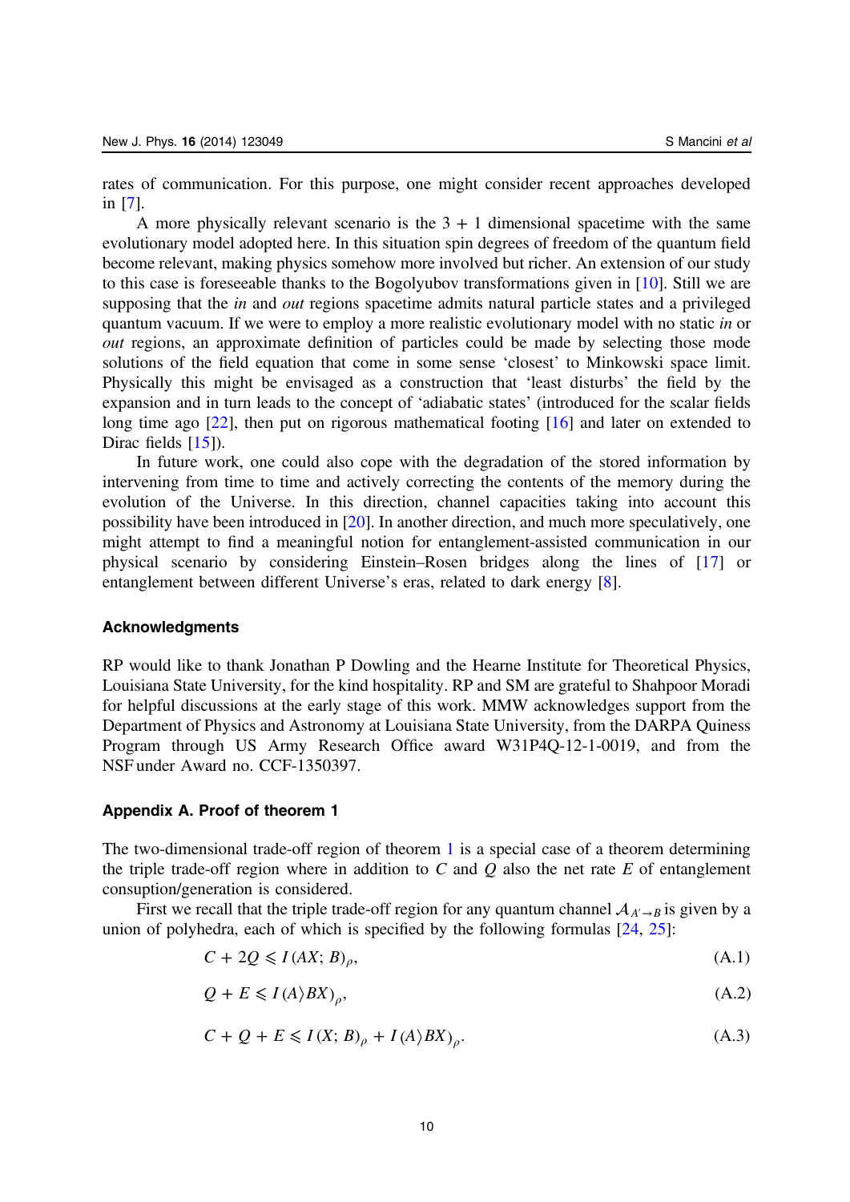rates of communication. For this purpose, one might consider recent approaches developed in [7].

A more physically relevant scenario is the $3 + 1$ dimensional spacetime with the same evolutionary model adopted here. In this situation spin degrees of freedom of the quantum field become relevant, making physics somehow more involved but richer. An extension of our study to this case is foreseeable thanks to the Bogolyubov transformations given in [10]. Still we are supposing that the *in* and *out* regions spacetime admits natural particle states and a privileged quantum vacuum. If we were to employ a more realistic evolutionary model with no static *in* or *out* regions, an approximate definition of particles could be made by selecting those mode solutions of the field equation that come in some sense 'closest' to Minkowski space limit. Physically this might be envisaged as a construction that 'least disturbs' the field by the expansion and in turn leads to the concept of 'adiabatic states' (introduced for the scalar fields long time ago [22], then put on rigorous mathematical footing [16] and later on extended to Dirac fields [15]).

In future work, one could also cope with the degradation of the stored information by intervening from time to time and actively correcting the contents of the memory during the evolution of the Universe. In this direction, channel capacities taking into account this possibility have been introduced in [20]. In another direction, and much more speculatively, one might attempt to find a meaningful notion for entanglement-assisted communication in our physical scenario by considering Einstein–Rosen bridges along the lines of [17] or entanglement between different Universe's eras, related to dark energy [8].

## Acknowledgments

RP would like to thank Jonathan P Dowling and the Hearne Institute for Theoretical Physics, Louisiana State University, for the kind hospitality. RP and SM are grateful to Shahpoor Moradi for helpful discussions at the early stage of this work. MMW acknowledges support from the Department of Physics and Astronomy at Louisiana State University, from the DARPA Quiness Program through US Army Research Office award W31P4Q-12-1-0019, and from the NSF under Award no. CCF-1350397.

## Appendix A. Proof of theorem 1

The two-dimensional trade-off region of theorem 1 is a special case of a theorem determining the triple trade-off region where in addition to $C$ and $Q$ also the net rate $E$ of entanglement consuption/generation is considered.

First we recall that the triple trade-off region for any quantum channel $\mathcal{A}_{A' \to B}$ is given by a union of polyhedra, each of which is specified by the following formulas [24, 25]:

$$C + 2Q \leqslant I(AX; B)_{\rho}, \tag{A.1}$$

$$Q + E \leqslant I(A \rangle BX)_{\rho}, \tag{A.2}$$

$$C + Q + E \leqslant I(X; B)_{\rho} + I(A \rangle BX)_{\rho}. \tag{A.3}$$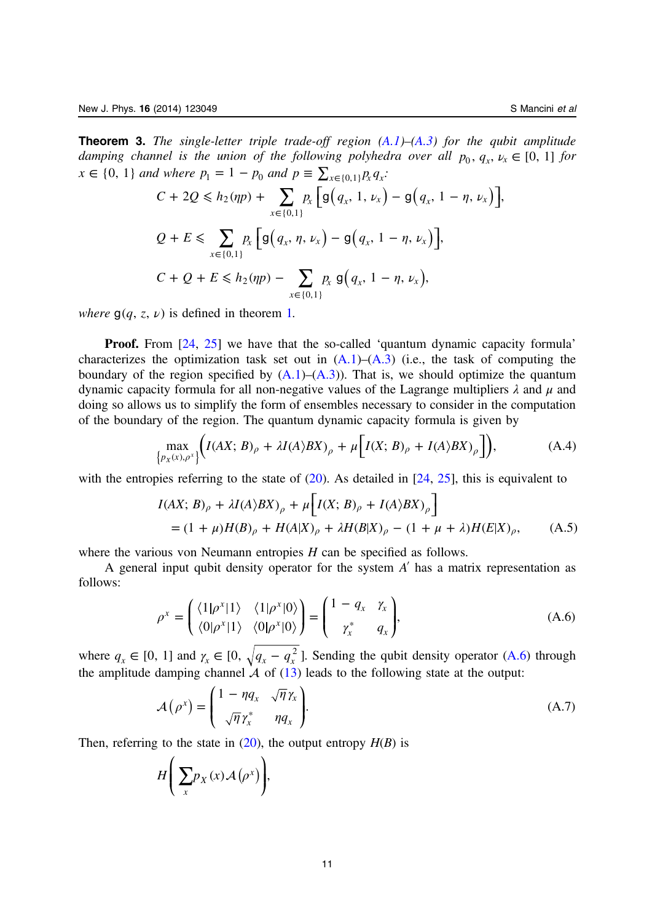**Theorem 3.** *The single-letter triple trade-off region (A.1)–(A.3) for the qubit amplitude damping channel is the union of the following polyhedra over all $p_0, q_x, \nu_x \in [0, 1]$ for $x \in \{0, 1\}$ and where $p_1 = 1 - p_0$ and $p \equiv \sum_{x\in\{0,1\}} p_x q_x$:*

$$C + 2Q \leqslant h_2(\eta p) + \sum_{x\in\{0,1\}} p_x \left[ \mathsf{g}\left(q_x, 1, \nu_x\right) - \mathsf{g}\left(q_x, 1-\eta, \nu_x\right) \right],$$

$$Q + E \leqslant \sum_{x\in\{0,1\}} p_x \left[ \mathsf{g}\left(q_x, \eta, \nu_x\right) - \mathsf{g}\left(q_x, 1-\eta, \nu_x\right) \right],$$

$$C + Q + E \leqslant h_2(\eta p) - \sum_{x\in\{0,1\}} p_x \, \mathsf{g}\left(q_x, 1-\eta, \nu_x\right),$$

*where* $\mathsf{g}(q, z, \nu)$ is defined in theorem 1.

**Proof.** From [24, 25] we have that the so-called 'quantum dynamic capacity formula' characterizes the optimization task set out in (A.1)–(A.3) (i.e., the task of computing the boundary of the region specified by (A.1)–(A.3)). That is, we should optimize the quantum dynamic capacity formula for all non-negative values of the Lagrange multipliers $\lambda$ and $\mu$ and doing so allows us to simplify the form of ensembles necessary to consider in the computation of the boundary of the region. The quantum dynamic capacity formula is given by

$$\max_{\left\{p_X(x), \rho^x\right\}} \left( I(AX; B)_\rho + \lambda I(A\rangle BX)_\rho + \mu\left[ I(X; B)_\rho + I(A\rangle BX)_\rho \right] \right), \tag{A.4}$$

with the entropies referring to the state of (20). As detailed in [24, 25], this is equivalent to

$$\begin{aligned} I(AX; B)_\rho &+ \lambda I(A\rangle BX)_\rho + \mu\left[ I(X; B)_\rho + I(A\rangle BX)_\rho \right] \\ &= (1+\mu) H(B)_\rho + H(A|X)_\rho + \lambda H(B|X)_\rho - (1+\mu+\lambda) H(E|X)_\rho, \end{aligned} \tag{A.5}$$

where the various von Neumann entropies $H$ can be specified as follows.

A general input qubit density operator for the system $A'$ has a matrix representation as follows:

$$\rho^x = \begin{pmatrix} \langle 1|\rho^x|1\rangle & \langle 1|\rho^x|0\rangle \\ \langle 0|\rho^x|1\rangle & \langle 0|\rho^x|0\rangle \end{pmatrix} = \begin{pmatrix} 1-q_x & \gamma_x \\ \gamma_x^* & q_x \end{pmatrix}, \tag{A.6}$$

where $q_x \in [0, 1]$ and $\gamma_x \in [0, \sqrt{q_x - q_x^2}\,]$. Sending the qubit density operator (A.6) through the amplitude damping channel $\mathcal{A}$ of (13) leads to the following state at the output:

$$\mathcal{A}\left(\rho^x\right) = \begin{pmatrix} 1-\eta q_x & \sqrt{\eta}\gamma_x \\ \sqrt{\eta}\gamma_x^* & \eta q_x \end{pmatrix}. \tag{A.7}$$

Then, referring to the state in (20), the output entropy $H(B)$ is

$$H\left( \sum_x p_X(x) \mathcal{A}\left(\rho^x\right) \right),$$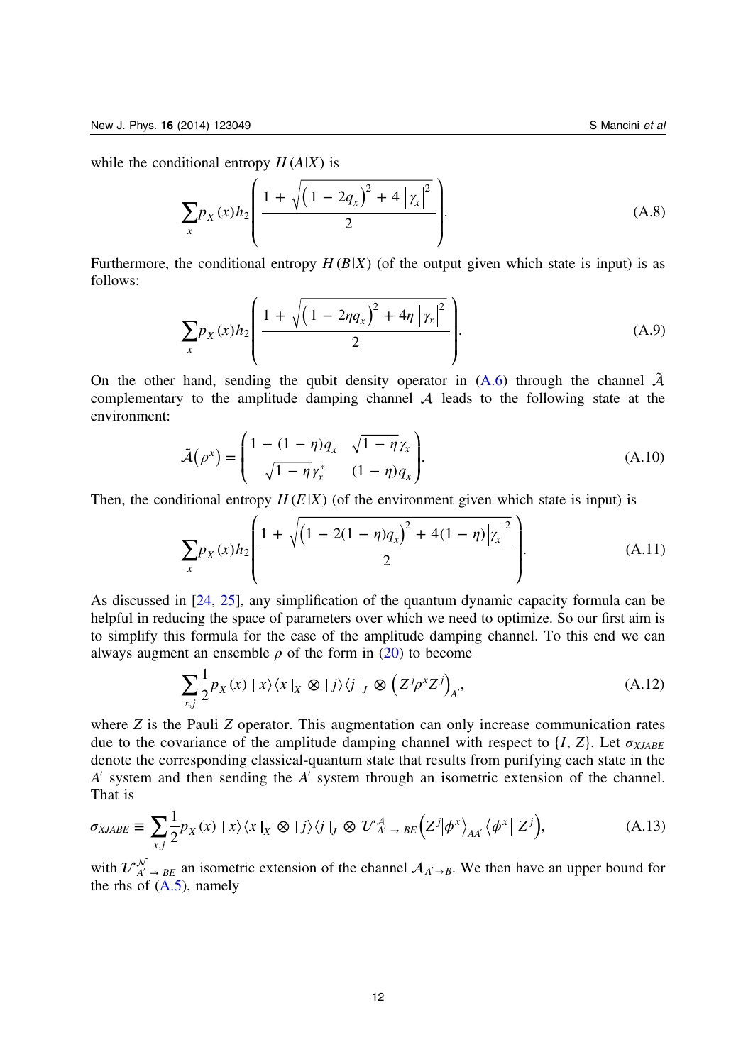while the conditional entropy $H(A|X)$ is

$$\sum_x p_X(x) h_2\left(\frac{1 + \sqrt{\left(1 - 2q_x\right)^2 + 4\left|\gamma_x\right|^2}}{2}\right). \tag{A.8}$$

Furthermore, the conditional entropy $H(B|X)$ (of the output given which state is input) is as follows:

$$\sum_x p_X(x) h_2\left(\frac{1 + \sqrt{\left(1 - 2\eta q_x\right)^2 + 4\eta\left|\gamma_x\right|^2}}{2}\right). \tag{A.9}$$

On the other hand, sending the qubit density operator in (A.6) through the channel $\tilde{\mathcal{A}}$ complementary to the amplitude damping channel $\mathcal{A}$ leads to the following state at the environment:

$$\tilde{\mathcal{A}}\left(\rho^x\right) = \begin{pmatrix} 1 - (1-\eta)q_x & \sqrt{1-\eta}\,\gamma_x \\ \sqrt{1-\eta}\,\gamma_x^* & (1-\eta)q_x \end{pmatrix}. \tag{A.10}$$

Then, the conditional entropy $H(E|X)$ (of the environment given which state is input) is

$$\sum_x p_X(x) h_2\left(\frac{1 + \sqrt{\left(1 - 2(1-\eta)q_x\right)^2 + 4(1-\eta)\left|\gamma_x\right|^2}}{2}\right). \tag{A.11}$$

As discussed in [24, 25], any simplification of the quantum dynamic capacity formula can be helpful in reducing the space of parameters over which we need to optimize. So our first aim is to simplify this formula for the case of the amplitude damping channel. To this end we can always augment an ensemble $\rho$ of the form in (20) to become

$$\sum_{x,j} \frac{1}{2} p_X(x) \,|x\rangle\langle x|_X \otimes |j\rangle\langle j|_J \otimes \left(Z^j \rho^x Z^j\right)_{A'}, \tag{A.12}$$

where $Z$ is the Pauli $Z$ operator. This augmentation can only increase communication rates due to the covariance of the amplitude damping channel with respect to $\{I, Z\}$. Let $\sigma_{XJABE}$ denote the corresponding classical-quantum state that results from purifying each state in the $A'$ system and then sending the $A'$ system through an isometric extension of the channel. That is

$$\sigma_{XJABE} \equiv \sum_{x,j} \frac{1}{2} p_X(x) \,|x\rangle\langle x|_X \otimes |j\rangle\langle j|_J \otimes \mathcal{U}^{\mathcal{A}}_{A' \to BE}\left(Z^j \left|\phi^x\right\rangle_{AA'} \left\langle\phi^x\right| Z^j\right), \tag{A.13}$$

with $\mathcal{U}^{\mathcal{N}}_{A' \to BE}$ an isometric extension of the channel $\mathcal{A}_{A' \to B}$. We then have an upper bound for the rhs of (A.5), namely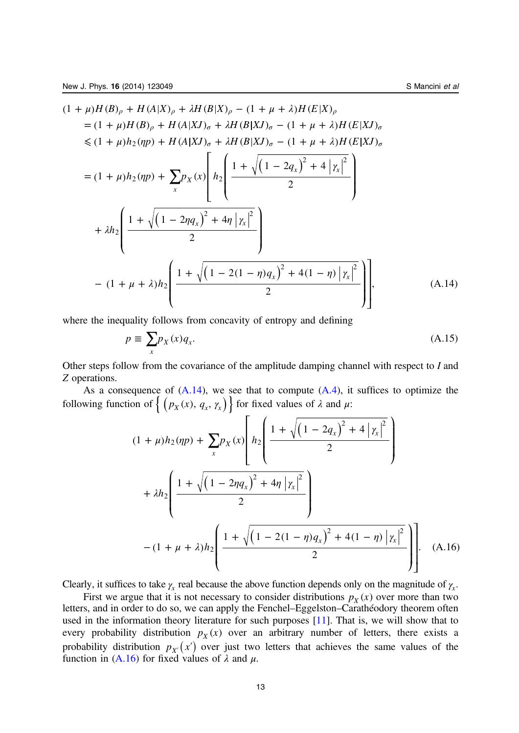$$
\begin{aligned}
&(1+\mu)H(B)_\rho + H(A|X)_\rho + \lambda H(B|X)_\rho - (1+\mu+\lambda)H(E|X)_\rho \\
&\quad = (1+\mu)H(B)_\rho + H(A|XJ)_\sigma + \lambda H(B|XJ)_\sigma - (1+\mu+\lambda)H(E|XJ)_\sigma \\
&\quad \leqslant (1+\mu)h_2(\eta p) + H(A|XJ)_\sigma + \lambda H(B|XJ)_\sigma - (1+\mu+\lambda)H(E|XJ)_\sigma \\
&\quad = (1+\mu)h_2(\eta p) + \sum_x p_X(x)\left[ h_2\left(\frac{1+\sqrt{\left(1-2q_x\right)^2 + 4\left|\gamma_x\right|^2}}{2}\right)\right. \\
&\qquad + \lambda h_2\left(\frac{1+\sqrt{\left(1-2\eta q_x\right)^2 + 4\eta\left|\gamma_x\right|^2}}{2}\right) \\
&\qquad \left. - (1+\mu+\lambda)h_2\left(\frac{1+\sqrt{\left(1-2(1-\eta)q_x\right)^2 + 4(1-\eta)\left|\gamma_x\right|^2}}{2}\right)\right],
\end{aligned}
\tag{A.14}
$$

where the inequality follows from concavity of entropy and defining

$$
p \equiv \sum_x p_X(x) q_x. \tag{A.15}
$$

Other steps follow from the covariance of the amplitude damping channel with respect to $I$ and $Z$ operations.

As a consequence of (A.14), we see that to compute (A.4), it suffices to optimize the following function of $\left\{ \left(p_X(x),\, q_x,\, \gamma_x\right)\right\}$ for fixed values of $\lambda$ and $\mu$:

$$
\begin{aligned}
&(1+\mu)h_2(\eta p) + \sum_x p_X(x)\left[ h_2\left(\frac{1+\sqrt{\left(1-2q_x\right)^2 + 4\left|\gamma_x\right|^2}}{2}\right)\right. \\
&\quad + \lambda h_2\left(\frac{1+\sqrt{\left(1-2\eta q_x\right)^2 + 4\eta\left|\gamma_x\right|^2}}{2}\right) \\
&\quad \left. - (1+\mu+\lambda)h_2\left(\frac{1+\sqrt{\left(1-2(1-\eta)q_x\right)^2 + 4(1-\eta)\left|\gamma_x\right|^2}}{2}\right)\right].
\end{aligned}
\tag{A.16}
$$

Clearly, it suffices to take $\gamma_x$ real because the above function depends only on the magnitude of $\gamma_x$.

First we argue that it is not necessary to consider distributions $p_X(x)$ over more than two letters, and in order to do so, we can apply the Fenchel–Eggelston–Carathéodory theorem often used in the information theory literature for such purposes [11]. That is, we will show that to every probability distribution $p_X(x)$ over an arbitrary number of letters, there exists a probability distribution $p_{X'}(x')$ over just two letters that achieves the same values of the function in (A.16) for fixed values of $\lambda$ and $\mu$.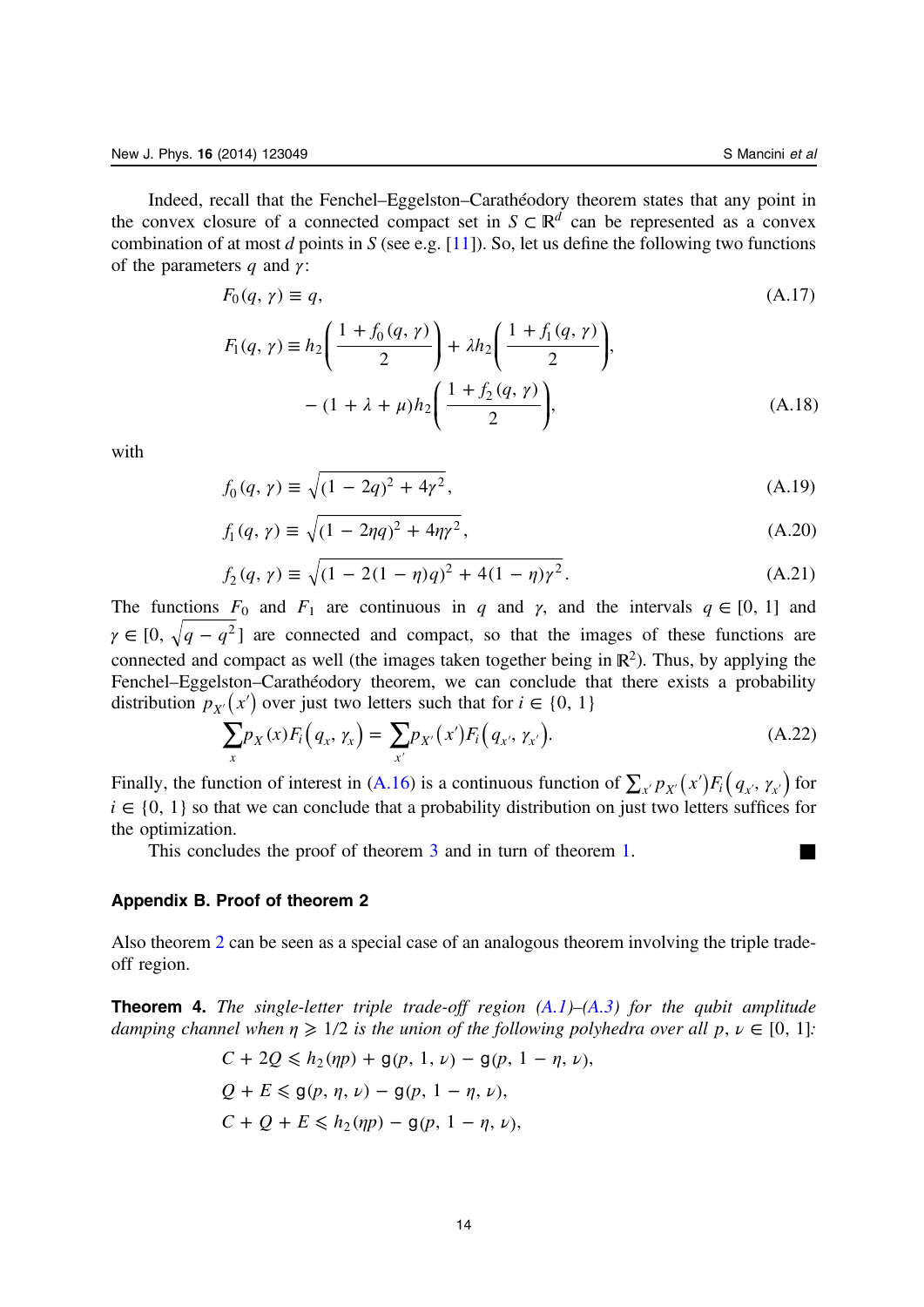Indeed, recall that the Fenchel–Eggelston–Carathéodory theorem states that any point in the convex closure of a connected compact set in $S \subset \mathbb{R}^d$ can be represented as a convex combination of at most $d$ points in $S$ (see e.g. [11]). So, let us define the following two functions of the parameters $q$ and $\gamma$:

$$F_0(q, \gamma) \equiv q, \tag{A.17}$$

$$F_1(q, \gamma) \equiv h_2\left(\frac{1 + f_0(q, \gamma)}{2}\right) + \lambda h_2\left(\frac{1 + f_1(q, \gamma)}{2}\right), \\ - (1 + \lambda + \mu) h_2\left(\frac{1 + f_2(q, \gamma)}{2}\right), \tag{A.18}$$

with

$$f_0(q, \gamma) \equiv \sqrt{(1 - 2q)^2 + 4\gamma^2}, \tag{A.19}$$

$$f_1(q, \gamma) \equiv \sqrt{(1 - 2\eta q)^2 + 4\eta\gamma^2}, \tag{A.20}$$

$$f_2(q, \gamma) \equiv \sqrt{(1 - 2(1 - \eta)q)^2 + 4(1 - \eta)\gamma^2}. \tag{A.21}$$

The functions $F_0$ and $F_1$ are continuous in $q$ and $\gamma$, and the intervals $q \in [0, 1]$ and $\gamma \in [0, \sqrt{q - q^2}]$ are connected and compact, so that the images of these functions are connected and compact as well (the images taken together being in $\mathbb{R}^2$). Thus, by applying the Fenchel–Eggelston–Carathéodory theorem, we can conclude that there exists a probability distribution $p_{X'}(x')$ over just two letters such that for $i \in \{0, 1\}$

$$\sum_x p_X(x) F_i(q_x, \gamma_x) = \sum_{x'} p_{X'}(x') F_i(q_{x'}, \gamma_{x'}). \tag{A.22}$$

Finally, the function of interest in (A.16) is a continuous function of $\sum_{x'} p_{X'}(x') F_i(q_{x'}, \gamma_{x'})$ for $i \in \{0, 1\}$ so that we can conclude that a probability distribution on just two letters suffices for the optimization.

This concludes the proof of theorem 3 and in turn of theorem 1. ■

## Appendix B. Proof of theorem 2

Also theorem 2 can be seen as a special case of an analogous theorem involving the triple trade-off region.

**Theorem 4.** *The single-letter triple trade-off region (A.1)–(A.3) for the qubit amplitude damping channel when $\eta \geqslant 1/2$ is the union of the following polyhedra over all $p, \nu \in [0, 1]$:*

$$C + 2Q \leqslant h_2(\eta p) + \mathrm{g}(p, 1, \nu) - \mathrm{g}(p, 1 - \eta, \nu),$$

$$Q + E \leqslant \mathrm{g}(p, \eta, \nu) - \mathrm{g}(p, 1 - \eta, \nu),$$

$$C + Q + E \leqslant h_2(\eta p) - \mathrm{g}(p, 1 - \eta, \nu),$$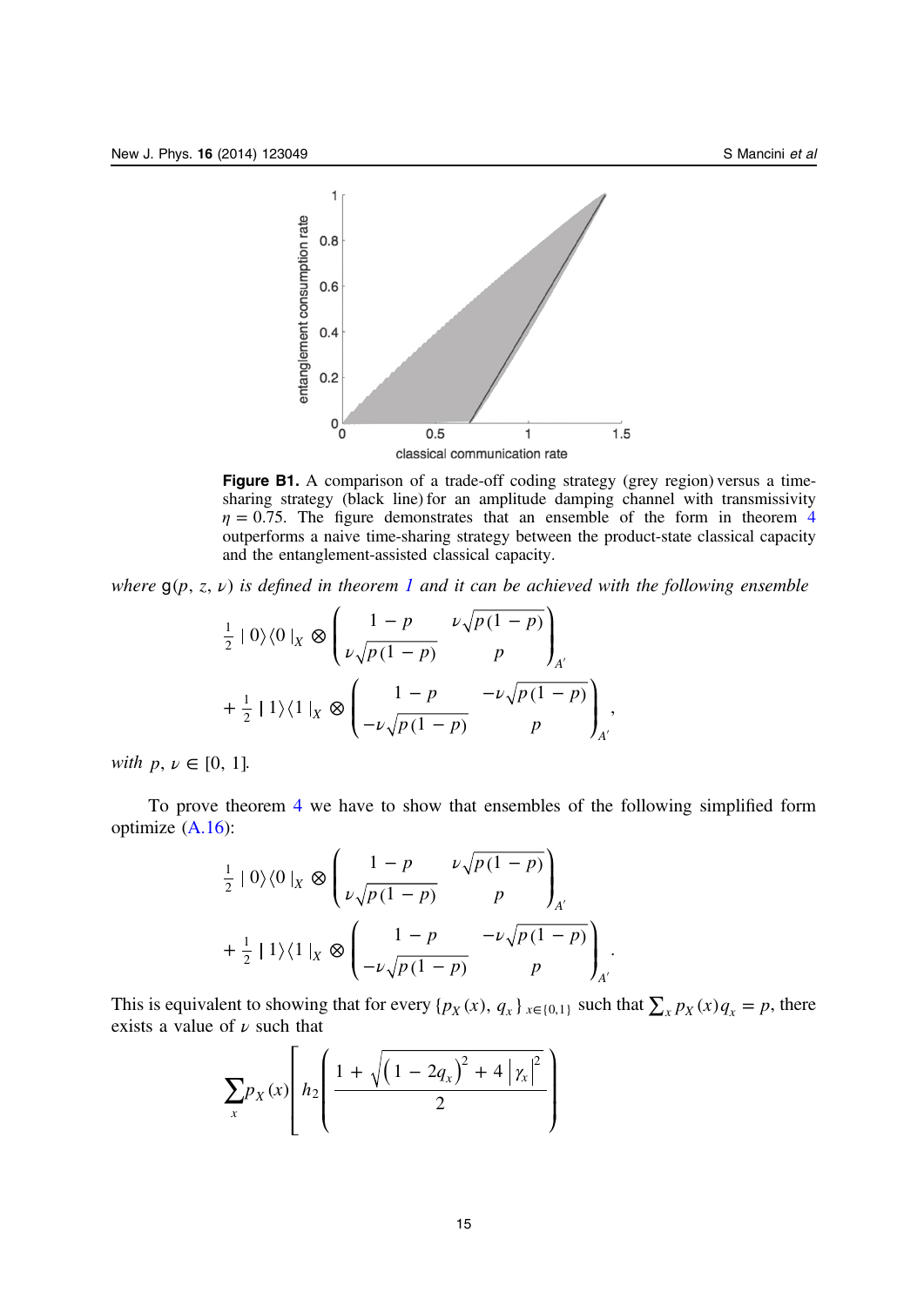**Figure B1.** A comparison of a trade-off coding strategy (grey region) versus a time-sharing strategy (black line) for an amplitude damping channel with transmissivity $\eta = 0.75$. The figure demonstrates that an ensemble of the form in theorem 4 outperforms a naive time-sharing strategy between the product-state classical capacity and the entanglement-assisted classical capacity.

*where* $\mathsf{g}(p, z, \nu)$ *is defined in theorem 1 and it can be achieved with the following ensemble*

$$
\frac{1}{2}\,|\,0\rangle\langle 0\,|_X \otimes \begin{pmatrix} 1-p & \nu\sqrt{p(1-p)} \\ \nu\sqrt{p(1-p)} & p \end{pmatrix}_{A'}
+ \frac{1}{2}\,|\,1\rangle\langle 1\,|_X \otimes \begin{pmatrix} 1-p & -\nu\sqrt{p(1-p)} \\ -\nu\sqrt{p(1-p)} & p \end{pmatrix}_{A'},
$$

*with* $p, \nu \in [0, 1]$.

To prove theorem 4 we have to show that ensembles of the following simplified form optimize (A.16):

$$
\frac{1}{2}\,|\,0\rangle\langle 0\,|_X \otimes \begin{pmatrix} 1-p & \nu\sqrt{p(1-p)} \\ \nu\sqrt{p(1-p)} & p \end{pmatrix}_{A'}
+ \frac{1}{2}\,|\,1\rangle\langle 1\,|_X \otimes \begin{pmatrix} 1-p & -\nu\sqrt{p(1-p)} \\ -\nu\sqrt{p(1-p)} & p \end{pmatrix}_{A'}.
$$

This is equivalent to showing that for every $\{p_X(x), q_x\}_{x\in\{0,1\}}$ such that $\sum_x p_X(x) q_x = p$, there exists a value of $\nu$ such that

$$
\sum_x p_X(x) \left[ h_2\left( \frac{1 + \sqrt{\left(1 - 2q_x\right)^2 + 4\left|\gamma_x\right|^2}}{2} \right) \right.
$$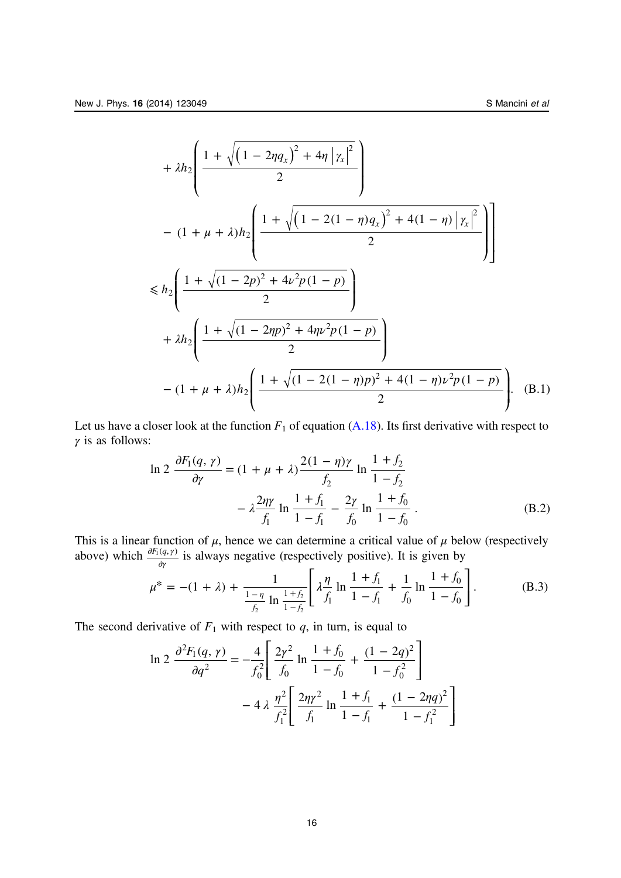$$
+ \lambda h_2\left(\frac{1+\sqrt{\left(1-2\eta q_x\right)^2+4\eta\left|\gamma_x\right|^2}}{2}\right)
$$

$$
\left. - (1+\mu+\lambda) h_2\left(\frac{1+\sqrt{\left(1-2(1-\eta) q_x\right)^2+4(1-\eta)\left|\gamma_x\right|^2}}{2}\right)\right]
$$

$$
\leqslant h_2\left(\frac{1+\sqrt{(1-2p)^2+4\nu^2 p(1-p)}}{2}\right)
$$

$$
+ \lambda h_2\left(\frac{1+\sqrt{(1-2\eta p)^2+4\eta\nu^2 p(1-p)}}{2}\right)
$$

$$
- (1+\mu+\lambda) h_2\left(\frac{1+\sqrt{(1-2(1-\eta)p)^2+4(1-\eta)\nu^2 p(1-p)}}{2}\right). \quad \text{(B.1)}
$$

Let us have a closer look at the function $F_1$ of equation (A.18). Its first derivative with respect to $\gamma$ is as follows:

$$
\ln 2\ \frac{\partial F_1(q,\gamma)}{\partial \gamma} = (1+\mu+\lambda)\frac{2(1-\eta)\gamma}{f_2}\ln\frac{1+f_2}{1-f_2} - \lambda\frac{2\eta\gamma}{f_1}\ln\frac{1+f_1}{1-f_1} - \frac{2\gamma}{f_0}\ln\frac{1+f_0}{1-f_0}. \quad \text{(B.2)}
$$

This is a linear function of $\mu$, hence we can determine a critical value of $\mu$ below (respectively above) which $\frac{\partial F_1(q,\gamma)}{\partial \gamma}$ is always negative (respectively positive). It is given by

$$
\mu^* = -(1+\lambda) + \frac{1}{\frac{1-\eta}{f_2}\ln\frac{1+f_2}{1-f_2}}\left[\lambda\frac{\eta}{f_1}\ln\frac{1+f_1}{1-f_1} + \frac{1}{f_0}\ln\frac{1+f_0}{1-f_0}\right]. \quad \text{(B.3)}
$$

The second derivative of $F_1$ with respect to $q$, in turn, is equal to

$$
\ln 2\ \frac{\partial^2 F_1(q,\gamma)}{\partial q^2} = -\frac{4}{f_0^2}\left[\frac{2\gamma^2}{f_0}\ln\frac{1+f_0}{1-f_0} + \frac{(1-2q)^2}{1-f_0^2}\right] - 4\,\lambda\,\frac{\eta^2}{f_1^2}\left[\frac{2\eta\gamma^2}{f_1}\ln\frac{1+f_1}{1-f_1} + \frac{(1-2\eta q)^2}{1-f_1^2}\right]
$$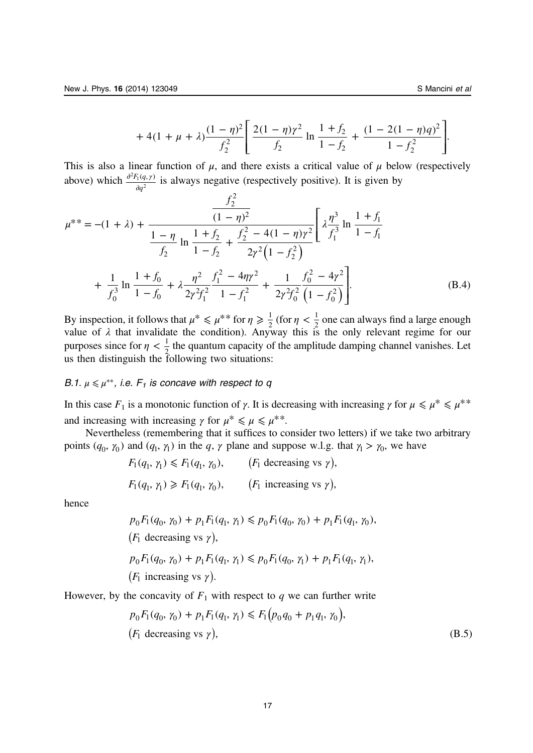$$+ 4(1+\mu+\lambda)\frac{(1-\eta)^2}{f_2^2}\left[\frac{2(1-\eta)\gamma^2}{f_2}\ln\frac{1+f_2}{1-f_2}+\frac{(1-2(1-\eta)q)^2}{1-f_2^2}\right].$$

This is also a linear function of $\mu$, and there exists a critical value of $\mu$ below (respectively above) which $\frac{\partial^2 F_1(q,\gamma)}{\partial q^2}$ is always negative (respectively positive). It is given by

$$\mu^{**} = -(1+\lambda) + \frac{\frac{f_2^2}{(1-\eta)^2}}{\frac{1-\eta}{f_2}\ln\frac{1+f_2}{1-f_2}+\frac{f_2^2-4(1-\eta)\gamma^2}{2\gamma^2\left(1-f_2^2\right)}}\left[\lambda\frac{\eta^3}{f_1^3}\ln\frac{1+f_1}{1-f_1}\right.$$

$$\left.+\frac{1}{f_0^3}\ln\frac{1+f_0}{1-f_0}+\lambda\frac{\eta^2}{2\gamma^2 f_1^2}\frac{f_1^2-4\eta\gamma^2}{1-f_1^2}+\frac{1}{2\gamma^2 f_0^2}\frac{f_0^2-4\gamma^2}{\left(1-f_0^2\right)}\right]. \tag{B.4}$$

By inspection, it follows that $\mu^* \leqslant \mu^{**}$ for $\eta \geqslant \frac{1}{2}$ (for $\eta < \frac{1}{2}$ one can always find a large enough value of $\lambda$ that invalidate the condition). Anyway this is the only relevant regime for our purposes since for $\eta < \frac{1}{2}$ the quantum capacity of the amplitude damping channel vanishes. Let us then distinguish the following two situations:

### B.1. $\mu \leqslant \mu^{**}$, i.e. $F_1$ is concave with respect to $q$

In this case $F_1$ is a monotonic function of $\gamma$. It is decreasing with increasing $\gamma$ for $\mu \leqslant \mu^* \leqslant \mu^{**}$ and increasing with increasing $\gamma$ for $\mu^* \leqslant \mu \leqslant \mu^{**}$.

Nevertheless (remembering that it suffices to consider two letters) if we take two arbitrary points $(q_0, \gamma_0)$ and $(q_1, \gamma_1)$ in the $q$, $\gamma$ plane and suppose w.l.g. that $\gamma_1 > \gamma_0$, we have

$$F_1(q_1,\gamma_1) \leqslant F_1(q_1,\gamma_0), \qquad (F_1 \text{ decreasing vs } \gamma),$$

$$F_1(q_1,\gamma_1) \geqslant F_1(q_1,\gamma_0), \qquad (F_1 \text{ increasing vs } \gamma),$$

hence

$$p_0 F_1(q_0,\gamma_0) + p_1 F_1(q_1,\gamma_1) \leqslant p_0 F_1(q_0,\gamma_0) + p_1 F_1(q_1,\gamma_0),$$
$$(F_1 \text{ decreasing vs } \gamma),$$

$$p_0 F_1(q_0,\gamma_0) + p_1 F_1(q_1,\gamma_1) \leqslant p_0 F_1(q_0,\gamma_1) + p_1 F_1(q_1,\gamma_1),$$
$$(F_1 \text{ increasing vs } \gamma).$$

However, by the concavity of $F_1$ with respect to $q$ we can further write

$$p_0 F_1(q_0,\gamma_0) + p_1 F_1(q_1,\gamma_1) \leqslant F_1\left(p_0 q_0 + p_1 q_1, \gamma_0\right),$$
$$(F_1 \text{ decreasing vs } \gamma), \tag{B.5}$$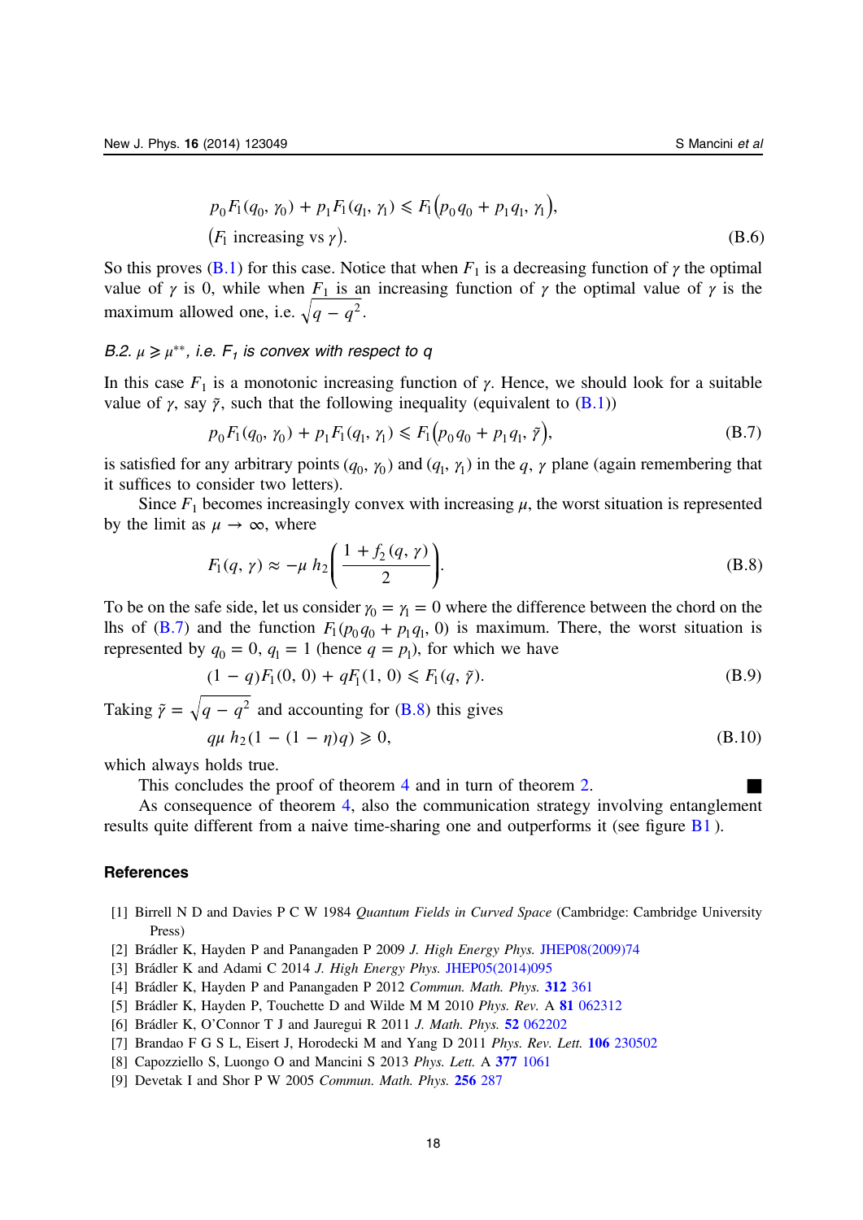$$p_0 F_1(q_0, \gamma_0) + p_1 F_1(q_1, \gamma_1) \leqslant F_1\left(p_0 q_0 + p_1 q_1, \gamma_1\right),$$

$$\left(F_1 \text{ increasing vs } \gamma\right). \tag{B.6}$$

So this proves (B.1) for this case. Notice that when $F_1$ is a decreasing function of $\gamma$ the optimal value of $\gamma$ is 0, while when $F_1$ is an increasing function of $\gamma$ the optimal value of $\gamma$ is the maximum allowed one, i.e. $\sqrt{q - q^2}$.

### *B.2. $\mu \geqslant \mu^{**}$, i.e. $F_1$ is convex with respect to $q$*

In this case $F_1$ is a monotonic increasing function of $\gamma$. Hence, we should look for a suitable value of $\gamma$, say $\tilde{\gamma}$, such that the following inequality (equivalent to (B.1))

$$p_0 F_1(q_0, \gamma_0) + p_1 F_1(q_1, \gamma_1) \leqslant F_1\left(p_0 q_0 + p_1 q_1, \tilde{\gamma}\right), \tag{B.7}$$

is satisfied for any arbitrary points $(q_0, \gamma_0)$ and $(q_1, \gamma_1)$ in the $q$, $\gamma$ plane (again remembering that it suffices to consider two letters).

Since $F_1$ becomes increasingly convex with increasing $\mu$, the worst situation is represented by the limit as $\mu \to \infty$, where

$$F_1(q, \gamma) \approx -\mu \; h_2\left(\frac{1 + f_2(q, \gamma)}{2}\right). \tag{B.8}$$

To be on the safe side, let us consider $\gamma_0 = \gamma_1 = 0$ where the difference between the chord on the lhs of (B.7) and the function $F_1(p_0 q_0 + p_1 q_1, 0)$ is maximum. There, the worst situation is represented by $q_0 = 0$, $q_1 = 1$ (hence $q = p_1$), for which we have

$$(1 - q)F_1(0, 0) + qF_1(1, 0) \leqslant F_1(q, \tilde{\gamma}). \tag{B.9}$$

Taking $\tilde{\gamma} = \sqrt{q - q^2}$ and accounting for (B.8) this gives

$$q\mu \; h_2(1 - (1 - \eta)q) \geqslant 0, \tag{B.10}$$

which always holds true.

This concludes the proof of theorem 4 and in turn of theorem 2. ■

As consequence of theorem 4, also the communication strategy involving entanglement results quite different from a naive time-sharing one and outperforms it (see figure B1 ).

## References

[1] Birrell N D and Davies P C W 1984 *Quantum Fields in Curved Space* (Cambridge: Cambridge University Press)

[2] Brádler K, Hayden P and Panangaden P 2009 *J. High Energy Phys.* JHEP08(2009)74

[3] Brádler K and Adami C 2014 *J. High Energy Phys.* JHEP05(2014)095

[4] Brádler K, Hayden P and Panangaden P 2012 *Commun. Math. Phys.* **312** 361

[5] Brádler K, Hayden P, Touchette D and Wilde M M 2010 *Phys. Rev.* A **81** 062312

[6] Brádler K, O'Connor T J and Jauregui R 2011 *J. Math. Phys.* **52** 062202

[7] Brandao F G S L, Eisert J, Horodecki M and Yang D 2011 *Phys. Rev. Lett.* **106** 230502

[8] Capozziello S, Luongo O and Mancini S 2013 *Phys. Lett.* A **377** 1061

[9] Devetak I and Shor P W 2005 *Commun. Math. Phys.* **256** 287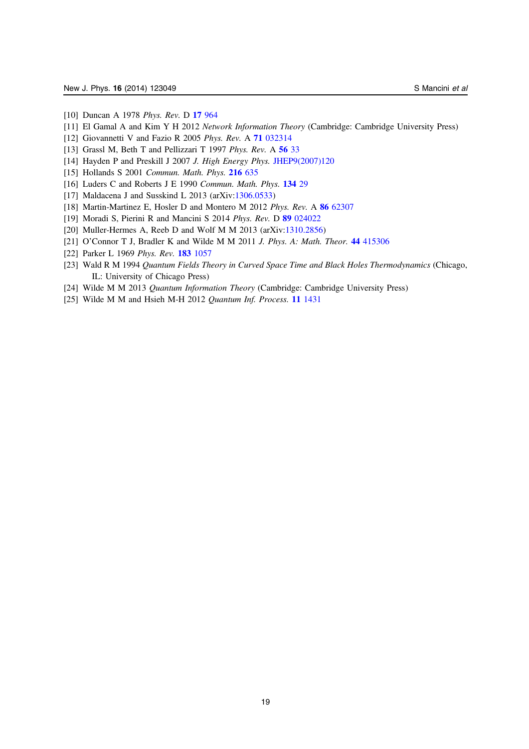[10] Duncan A 1978 *Phys. Rev.* D **17** 964

[11] El Gamal A and Kim Y H 2012 *Network Information Theory* (Cambridge: Cambridge University Press)

[12] Giovannetti V and Fazio R 2005 *Phys. Rev.* A **71** 032314

[13] Grassl M, Beth T and Pellizzari T 1997 *Phys. Rev.* A **56** 33

[14] Hayden P and Preskill J 2007 *J. High Energy Phys.* JHEP9(2007)120

[15] Hollands S 2001 *Commun. Math. Phys.* **216** 635

[16] Luders C and Roberts J E 1990 *Commun. Math. Phys.* **134** 29

[17] Maldacena J and Susskind L 2013 (arXiv:1306.0533)

[18] Martin-Martinez E, Hosler D and Montero M 2012 *Phys. Rev.* A **86** 62307

[19] Moradi S, Pierini R and Mancini S 2014 *Phys. Rev.* D **89** 024022

[20] Muller-Hermes A, Reeb D and Wolf M M 2013 (arXiv:1310.2856)

[21] O'Connor T J, Bradler K and Wilde M M 2011 *J. Phys. A: Math. Theor.* **44** 415306

[22] Parker L 1969 *Phys. Rev.* **183** 1057

[23] Wald R M 1994 *Quantum Fields Theory in Curved Space Time and Black Holes Thermodynamics* (Chicago, IL: University of Chicago Press)

[24] Wilde M M 2013 *Quantum Information Theory* (Cambridge: Cambridge University Press)

[25] Wilde M M and Hsieh M-H 2012 *Quantum Inf. Process.* **11** 1431